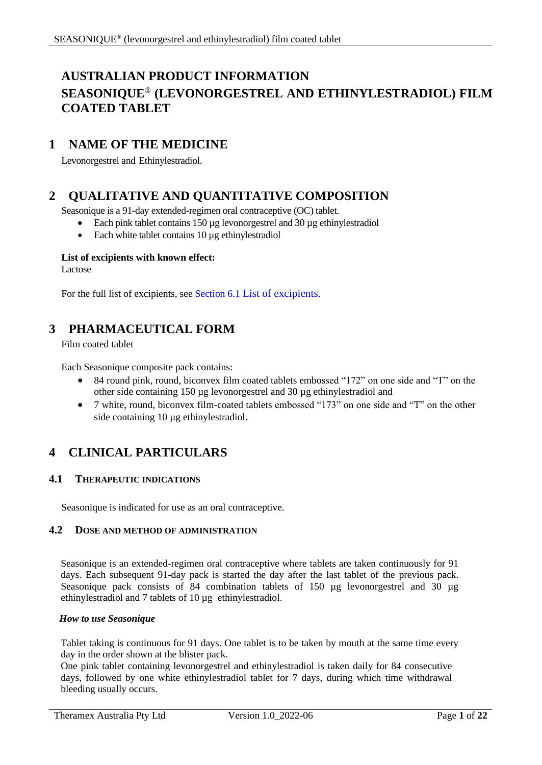# AUSTRALIAN PRODUCT INFORMATION SEASONIQUE® (LEVONORGESTREL AND ETHINYLESTRADIOL) FILM COATED TABLET

## 1 NAME OF THE MEDICINE

Levonorgestrel and Ethinylestradiol.

## 2 QUALITATIVE AND QUANTITATIVE COMPOSITION

Seasonique is a 91-day extended-regimen oral contraceptive (OC) tablet.

- Each pink tablet contains 150 µg levonorgestrel and 30 µg ethinylestradiol
- Each white tablet contains 10 µg ethinylestradiol

**List of excipients with known effect:**
Lactose

For the full list of excipients, see Section 6.1 List of excipients.

## 3 PHARMACEUTICAL FORM

Film coated tablet

Each Seasonique composite pack contains:

- 84 round pink, round, biconvex film coated tablets embossed "172" on one side and "T" on the other side containing 150 µg levonorgestrel and 30 µg ethinylestradiol and
- 7 white, round, biconvex film-coated tablets embossed "173" on one side and "T" on the other side containing 10 µg ethinylestradiol.

## 4 CLINICAL PARTICULARS

### 4.1 THERAPEUTIC INDICATIONS

Seasonique is indicated for use as an oral contraceptive.

### 4.2 DOSE AND METHOD OF ADMINISTRATION

Seasonique is an extended-regimen oral contraceptive where tablets are taken continuously for 91 days. Each subsequent 91-day pack is started the day after the last tablet of the previous pack. Seasonique pack consists of 84 combination tablets of 150 µg levonorgestrel and 30 µg ethinylestradiol and 7 tablets of 10 µg ethinylestradiol.

***How to use Seasonique***

Tablet taking is continuous for 91 days. One tablet is to be taken by mouth at the same time every day in the order shown at the blister pack.
One pink tablet containing levonorgestrel and ethinylestradiol is taken daily for 84 consecutive days, followed by one white ethinylestradiol tablet for 7 days, during which time withdrawal bleeding usually occurs.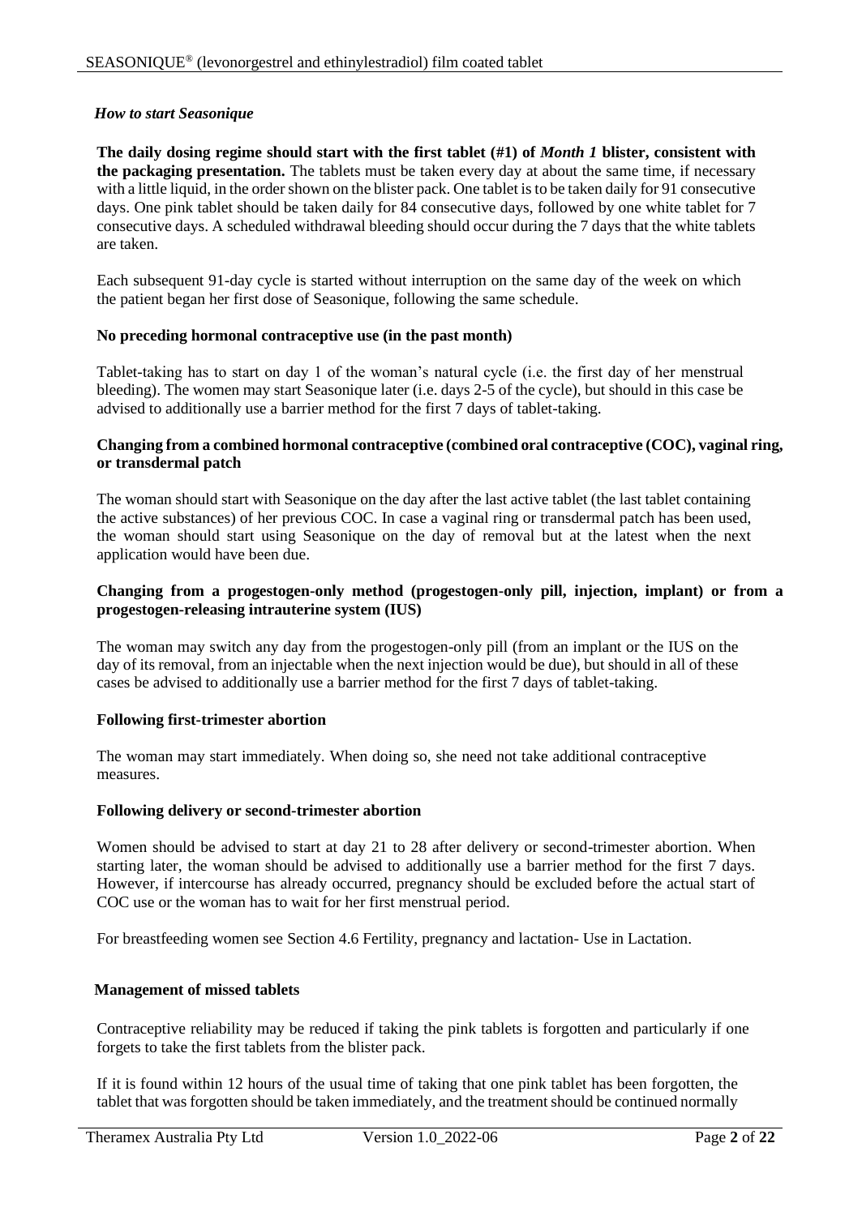### *How to start Seasonique*

**The daily dosing regime should start with the first tablet (#1) of *Month 1* blister, consistent with the packaging presentation.** The tablets must be taken every day at about the same time, if necessary with a little liquid, in the order shown on the blister pack. One tablet is to be taken daily for 91 consecutive days. One pink tablet should be taken daily for 84 consecutive days, followed by one white tablet for 7 consecutive days. A scheduled withdrawal bleeding should occur during the 7 days that the white tablets are taken.

Each subsequent 91-day cycle is started without interruption on the same day of the week on which the patient began her first dose of Seasonique, following the same schedule.

#### No preceding hormonal contraceptive use (in the past month)

Tablet-taking has to start on day 1 of the woman's natural cycle (i.e. the first day of her menstrual bleeding). The women may start Seasonique later (i.e. days 2-5 of the cycle), but should in this case be advised to additionally use a barrier method for the first 7 days of tablet-taking.

#### Changing from a combined hormonal contraceptive (combined oral contraceptive (COC), vaginal ring, or transdermal patch

The woman should start with Seasonique on the day after the last active tablet (the last tablet containing the active substances) of her previous COC. In case a vaginal ring or transdermal patch has been used, the woman should start using Seasonique on the day of removal but at the latest when the next application would have been due.

#### Changing from a progestogen-only method (progestogen-only pill, injection, implant) or from a progestogen-releasing intrauterine system (IUS)

The woman may switch any day from the progestogen-only pill (from an implant or the IUS on the day of its removal, from an injectable when the next injection would be due), but should in all of these cases be advised to additionally use a barrier method for the first 7 days of tablet-taking.

#### Following first-trimester abortion

The woman may start immediately. When doing so, she need not take additional contraceptive measures.

#### Following delivery or second-trimester abortion

Women should be advised to start at day 21 to 28 after delivery or second-trimester abortion. When starting later, the woman should be advised to additionally use a barrier method for the first 7 days. However, if intercourse has already occurred, pregnancy should be excluded before the actual start of COC use or the woman has to wait for her first menstrual period.

For breastfeeding women see Section 4.6 Fertility, pregnancy and lactation- Use in Lactation.

#### Management of missed tablets

Contraceptive reliability may be reduced if taking the pink tablets is forgotten and particularly if one forgets to take the first tablets from the blister pack.

If it is found within 12 hours of the usual time of taking that one pink tablet has been forgotten, the tablet that was forgotten should be taken immediately, and the treatment should be continued normally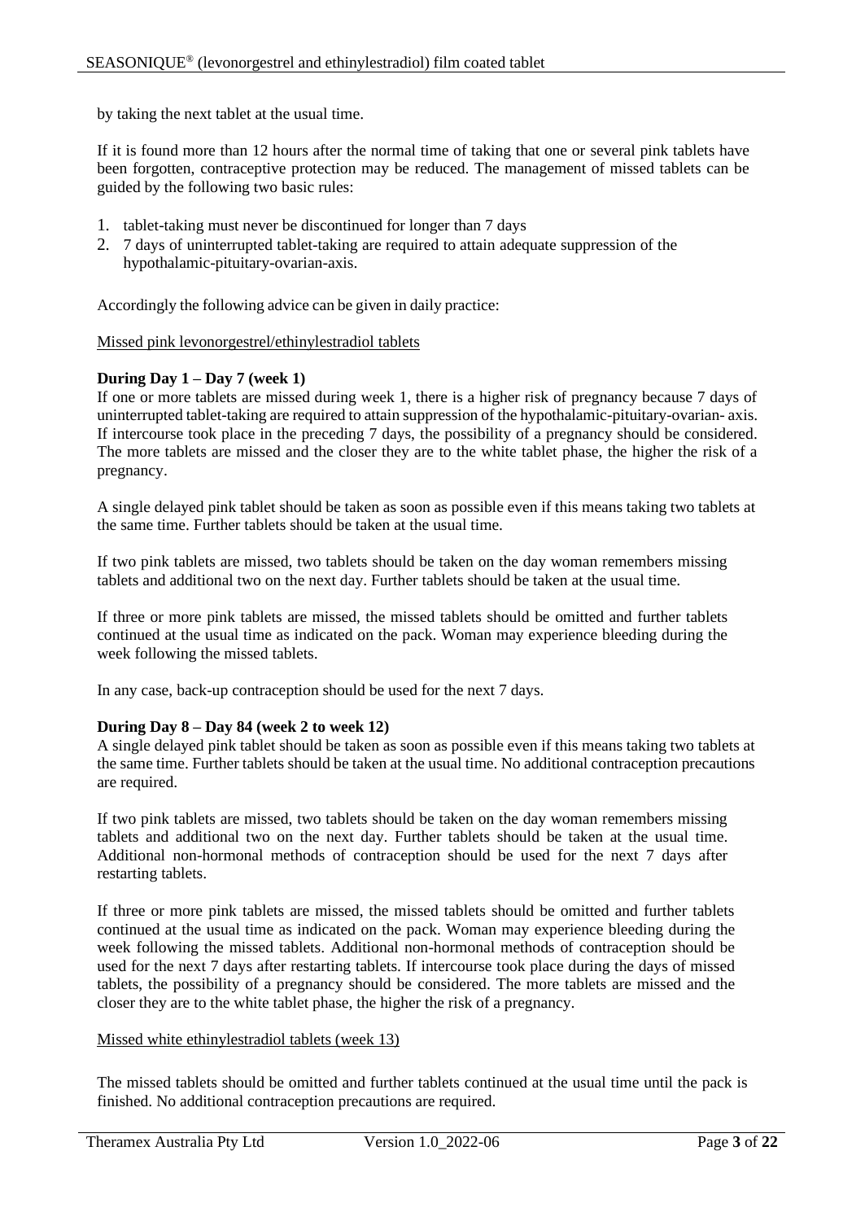by taking the next tablet at the usual time.

If it is found more than 12 hours after the normal time of taking that one or several pink tablets have been forgotten, contraceptive protection may be reduced. The management of missed tablets can be guided by the following two basic rules:

1. tablet-taking must never be discontinued for longer than 7 days
2. 7 days of uninterrupted tablet-taking are required to attain adequate suppression of the hypothalamic-pituitary-ovarian-axis.

Accordingly the following advice can be given in daily practice:

Missed pink levonorgestrel/ethinylestradiol tablets

**During Day 1 – Day 7 (week 1)**

If one or more tablets are missed during week 1, there is a higher risk of pregnancy because 7 days of uninterrupted tablet-taking are required to attain suppression of the hypothalamic-pituitary-ovarian- axis. If intercourse took place in the preceding 7 days, the possibility of a pregnancy should be considered. The more tablets are missed and the closer they are to the white tablet phase, the higher the risk of a pregnancy.

A single delayed pink tablet should be taken as soon as possible even if this means taking two tablets at the same time. Further tablets should be taken at the usual time.

If two pink tablets are missed, two tablets should be taken on the day woman remembers missing tablets and additional two on the next day. Further tablets should be taken at the usual time.

If three or more pink tablets are missed, the missed tablets should be omitted and further tablets continued at the usual time as indicated on the pack. Woman may experience bleeding during the week following the missed tablets.

In any case, back-up contraception should be used for the next 7 days.

**During Day 8 – Day 84 (week 2 to week 12)**

A single delayed pink tablet should be taken as soon as possible even if this means taking two tablets at the same time. Further tablets should be taken at the usual time. No additional contraception precautions are required.

If two pink tablets are missed, two tablets should be taken on the day woman remembers missing tablets and additional two on the next day. Further tablets should be taken at the usual time. Additional non-hormonal methods of contraception should be used for the next 7 days after restarting tablets.

If three or more pink tablets are missed, the missed tablets should be omitted and further tablets continued at the usual time as indicated on the pack. Woman may experience bleeding during the week following the missed tablets. Additional non-hormonal methods of contraception should be used for the next 7 days after restarting tablets. If intercourse took place during the days of missed tablets, the possibility of a pregnancy should be considered. The more tablets are missed and the closer they are to the white tablet phase, the higher the risk of a pregnancy.

Missed white ethinylestradiol tablets (week 13)

The missed tablets should be omitted and further tablets continued at the usual time until the pack is finished. No additional contraception precautions are required.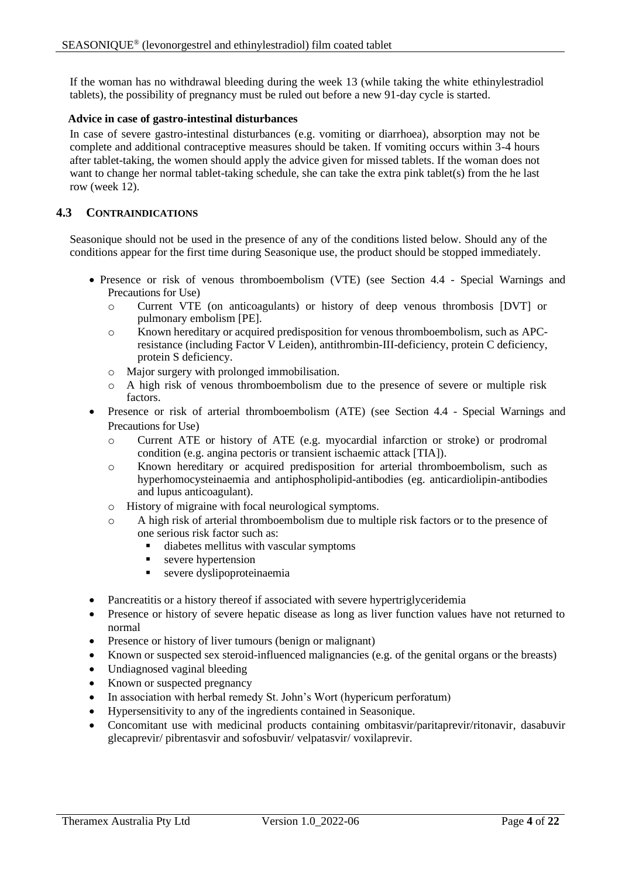If the woman has no withdrawal bleeding during the week 13 (while taking the white ethinylestradiol tablets), the possibility of pregnancy must be ruled out before a new 91-day cycle is started.

**Advice in case of gastro-intestinal disturbances**

In case of severe gastro-intestinal disturbances (e.g. vomiting or diarrhoea), absorption may not be complete and additional contraceptive measures should be taken. If vomiting occurs within 3-4 hours after tablet-taking, the women should apply the advice given for missed tablets. If the woman does not want to change her normal tablet-taking schedule, she can take the extra pink tablet(s) from the he last row (week 12).

## 4.3 CONTRAINDICATIONS

Seasonique should not be used in the presence of any of the conditions listed below. Should any of the conditions appear for the first time during Seasonique use, the product should be stopped immediately.

- Presence or risk of venous thromboembolism (VTE) (see Section 4.4 - Special Warnings and Precautions for Use)
  - Current VTE (on anticoagulants) or history of deep venous thrombosis [DVT] or pulmonary embolism [PE].
  - Known hereditary or acquired predisposition for venous thromboembolism, such as APC-resistance (including Factor V Leiden), antithrombin-III-deficiency, protein C deficiency, protein S deficiency.
  - Major surgery with prolonged immobilisation.
  - A high risk of venous thromboembolism due to the presence of severe or multiple risk factors.
- Presence or risk of arterial thromboembolism (ATE) (see Section 4.4 - Special Warnings and Precautions for Use)
  - Current ATE or history of ATE (e.g. myocardial infarction or stroke) or prodromal condition (e.g. angina pectoris or transient ischaemic attack [TIA]).
  - Known hereditary or acquired predisposition for arterial thromboembolism, such as hyperhomocysteinaemia and antiphospholipid-antibodies (eg. anticardiolipin-antibodies and lupus anticoagulant).
  - History of migraine with focal neurological symptoms.
  - A high risk of arterial thromboembolism due to multiple risk factors or to the presence of one serious risk factor such as:
    - diabetes mellitus with vascular symptoms
    - severe hypertension
    - severe dyslipoproteinaemia
- Pancreatitis or a history thereof if associated with severe hypertriglyceridemia
- Presence or history of severe hepatic disease as long as liver function values have not returned to normal
- Presence or history of liver tumours (benign or malignant)
- Known or suspected sex steroid-influenced malignancies (e.g. of the genital organs or the breasts)
- Undiagnosed vaginal bleeding
- Known or suspected pregnancy
- In association with herbal remedy St. John's Wort (hypericum perforatum)
- Hypersensitivity to any of the ingredients contained in Seasonique.
- Concomitant use with medicinal products containing ombitasvir/paritaprevir/ritonavir, dasabuvir glecaprevir/ pibrentasvir and sofosbuvir/ velpatasvir/ voxilaprevir.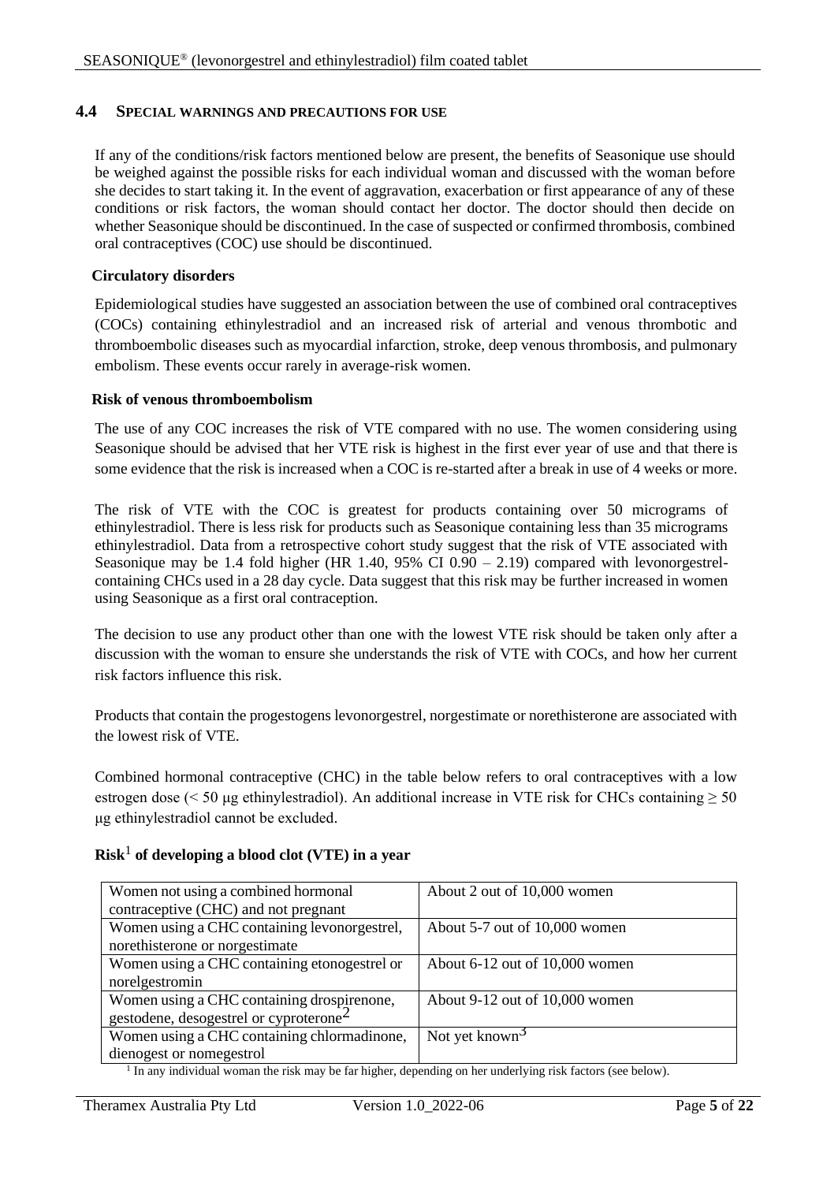## 4.4 SPECIAL WARNINGS AND PRECAUTIONS FOR USE

If any of the conditions/risk factors mentioned below are present, the benefits of Seasonique use should be weighed against the possible risks for each individual woman and discussed with the woman before she decides to start taking it. In the event of aggravation, exacerbation or first appearance of any of these conditions or risk factors, the woman should contact her doctor. The doctor should then decide on whether Seasonique should be discontinued. In the case of suspected or confirmed thrombosis, combined oral contraceptives (COC) use should be discontinued.

**Circulatory disorders**

Epidemiological studies have suggested an association between the use of combined oral contraceptives (COCs) containing ethinylestradiol and an increased risk of arterial and venous thrombotic and thromboembolic diseases such as myocardial infarction, stroke, deep venous thrombosis, and pulmonary embolism. These events occur rarely in average-risk women.

**Risk of venous thromboembolism**

The use of any COC increases the risk of VTE compared with no use. The women considering using Seasonique should be advised that her VTE risk is highest in the first ever year of use and that there is some evidence that the risk is increased when a COC is re-started after a break in use of 4 weeks or more.

The risk of VTE with the COC is greatest for products containing over 50 micrograms of ethinylestradiol. There is less risk for products such as Seasonique containing less than 35 micrograms ethinylestradiol. Data from a retrospective cohort study suggest that the risk of VTE associated with Seasonique may be 1.4 fold higher (HR 1.40, 95% CI 0.90 – 2.19) compared with levonorgestrel-containing CHCs used in a 28 day cycle. Data suggest that this risk may be further increased in women using Seasonique as a first oral contraception.

The decision to use any product other than one with the lowest VTE risk should be taken only after a discussion with the woman to ensure she understands the risk of VTE with COCs, and how her current risk factors influence this risk.

Products that contain the progestogens levonorgestrel, norgestimate or norethisterone are associated with the lowest risk of VTE.

Combined hormonal contraceptive (CHC) in the table below refers to oral contraceptives with a low estrogen dose (< 50 μg ethinylestradiol). An additional increase in VTE risk for CHCs containing ≥ 50 μg ethinylestradiol cannot be excluded.

**Risk[1] of developing a blood clot (VTE) in a year**

| | |
|---|---|
| Women not using a combined hormonal contraceptive (CHC) and not pregnant | About 2 out of 10,000 women |
| Women using a CHC containing levonorgestrel, norethisterone or norgestimate | About 5-7 out of 10,000 women |
| Women using a CHC containing etonogestrel or norelgestromin | About 6-12 out of 10,000 women |
| Women using a CHC containing drospirenone, gestodene, desogestrel or cyproterone[2] | About 9-12 out of 10,000 women |
| Women using a CHC containing chlormadinone, dienogest or nomegestrol | Not yet known[3] |

[1] In any individual woman the risk may be far higher, depending on her underlying risk factors (see below).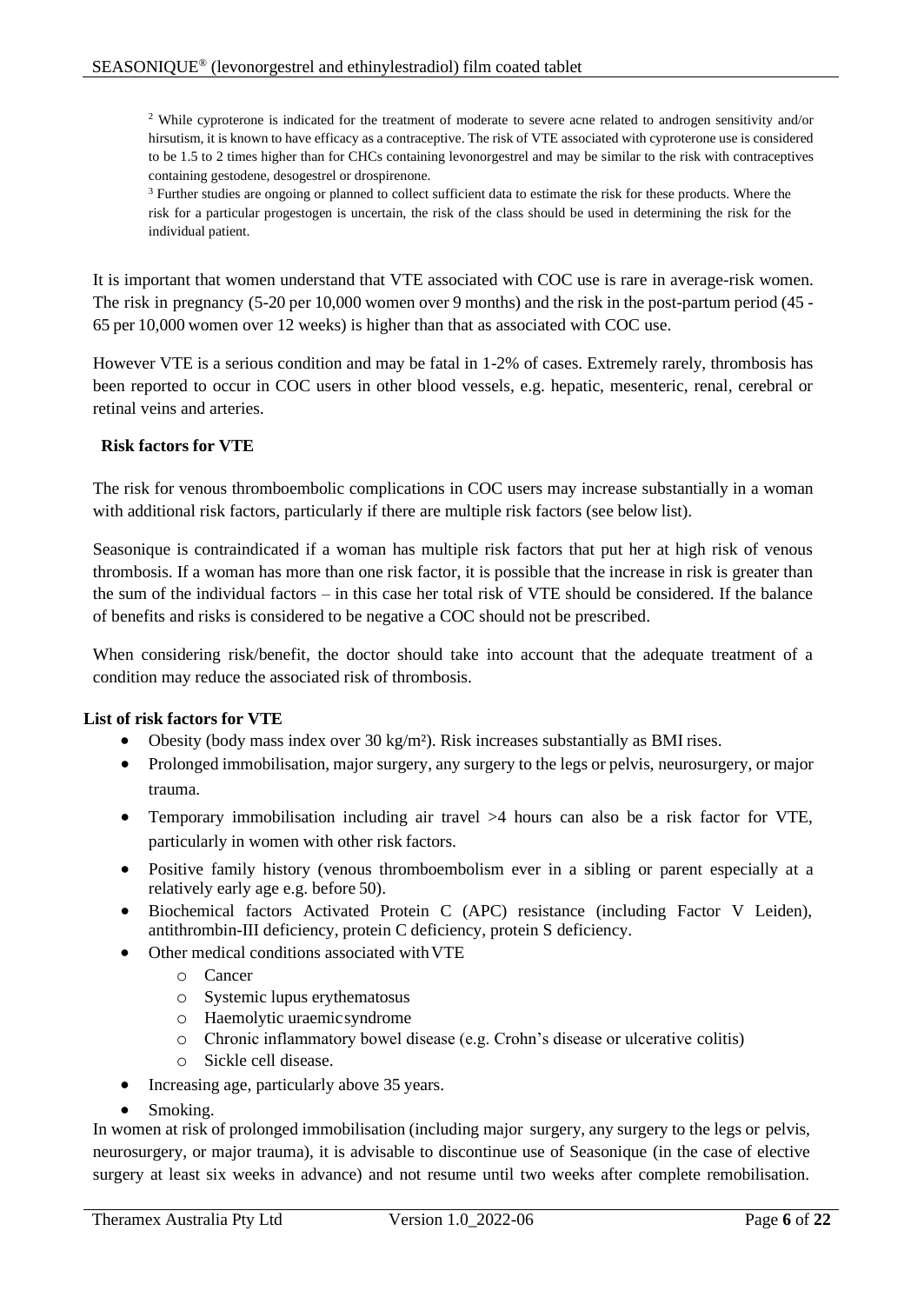[2] While cyproterone is indicated for the treatment of moderate to severe acne related to androgen sensitivity and/or hirsutism, it is known to have efficacy as a contraceptive. The risk of VTE associated with cyproterone use is considered to be 1.5 to 2 times higher than for CHCs containing levonorgestrel and may be similar to the risk with contraceptives containing gestodene, desogestrel or drospirenone.

[3] Further studies are ongoing or planned to collect sufficient data to estimate the risk for these products. Where the risk for a particular progestogen is uncertain, the risk of the class should be used in determining the risk for the individual patient.

It is important that women understand that VTE associated with COC use is rare in average-risk women. The risk in pregnancy (5-20 per 10,000 women over 9 months) and the risk in the post-partum period (45 - 65 per 10,000 women over 12 weeks) is higher than that as associated with COC use.

However VTE is a serious condition and may be fatal in 1-2% of cases. Extremely rarely, thrombosis has been reported to occur in COC users in other blood vessels, e.g. hepatic, mesenteric, renal, cerebral or retinal veins and arteries.

**Risk factors for VTE**

The risk for venous thromboembolic complications in COC users may increase substantially in a woman with additional risk factors, particularly if there are multiple risk factors (see below list).

Seasonique is contraindicated if a woman has multiple risk factors that put her at high risk of venous thrombosis. If a woman has more than one risk factor, it is possible that the increase in risk is greater than the sum of the individual factors – in this case her total risk of VTE should be considered. If the balance of benefits and risks is considered to be negative a COC should not be prescribed.

When considering risk/benefit, the doctor should take into account that the adequate treatment of a condition may reduce the associated risk of thrombosis.

**List of risk factors for VTE**

- Obesity (body mass index over 30 kg/m²). Risk increases substantially as BMI rises.
- Prolonged immobilisation, major surgery, any surgery to the legs or pelvis, neurosurgery, or major trauma.
- Temporary immobilisation including air travel >4 hours can also be a risk factor for VTE, particularly in women with other risk factors.
- Positive family history (venous thromboembolism ever in a sibling or parent especially at a relatively early age e.g. before 50).
- Biochemical factors Activated Protein C (APC) resistance (including Factor V Leiden), antithrombin-III deficiency, protein C deficiency, protein S deficiency.
- Other medical conditions associated with VTE
  - Cancer
  - Systemic lupus erythematosus
  - Haemolytic uraemic syndrome
  - Chronic inflammatory bowel disease (e.g. Crohn's disease or ulcerative colitis)
  - Sickle cell disease.
- Increasing age, particularly above 35 years.
- Smoking.

In women at risk of prolonged immobilisation (including major surgery, any surgery to the legs or pelvis, neurosurgery, or major trauma), it is advisable to discontinue use of Seasonique (in the case of elective surgery at least six weeks in advance) and not resume until two weeks after complete remobilisation.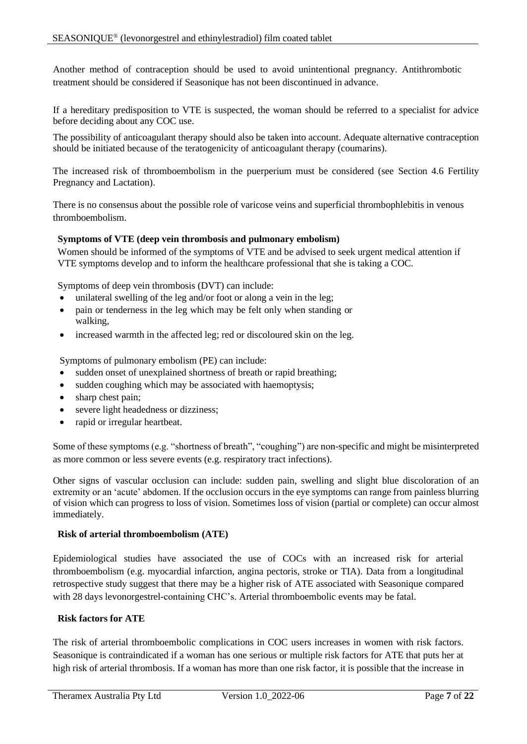Another method of contraception should be used to avoid unintentional pregnancy. Antithrombotic treatment should be considered if Seasonique has not been discontinued in advance.

If a hereditary predisposition to VTE is suspected, the woman should be referred to a specialist for advice before deciding about any COC use.

The possibility of anticoagulant therapy should also be taken into account. Adequate alternative contraception should be initiated because of the teratogenicity of anticoagulant therapy (coumarins).

The increased risk of thromboembolism in the puerperium must be considered (see Section 4.6 Fertility Pregnancy and Lactation).

There is no consensus about the possible role of varicose veins and superficial thrombophlebitis in venous thromboembolism.

**Symptoms of VTE (deep vein thrombosis and pulmonary embolism)**

Women should be informed of the symptoms of VTE and be advised to seek urgent medical attention if VTE symptoms develop and to inform the healthcare professional that she is taking a COC.

Symptoms of deep vein thrombosis (DVT) can include:

- unilateral swelling of the leg and/or foot or along a vein in the leg;
- pain or tenderness in the leg which may be felt only when standing or walking,
- increased warmth in the affected leg; red or discoloured skin on the leg.

Symptoms of pulmonary embolism (PE) can include:

- sudden onset of unexplained shortness of breath or rapid breathing;
- sudden coughing which may be associated with haemoptysis;
- sharp chest pain;
- severe light headedness or dizziness;
- rapid or irregular heartbeat.

Some of these symptoms (e.g. "shortness of breath", "coughing") are non-specific and might be misinterpreted as more common or less severe events (e.g. respiratory tract infections).

Other signs of vascular occlusion can include: sudden pain, swelling and slight blue discoloration of an extremity or an 'acute' abdomen. If the occlusion occurs in the eye symptoms can range from painless blurring of vision which can progress to loss of vision. Sometimes loss of vision (partial or complete) can occur almost immediately.

**Risk of arterial thromboembolism (ATE)**

Epidemiological studies have associated the use of COCs with an increased risk for arterial thromboembolism (e.g. myocardial infarction, angina pectoris, stroke or TIA). Data from a longitudinal retrospective study suggest that there may be a higher risk of ATE associated with Seasonique compared with 28 days levonorgestrel-containing CHC's. Arterial thromboembolic events may be fatal.

**Risk factors for ATE**

The risk of arterial thromboembolic complications in COC users increases in women with risk factors. Seasonique is contraindicated if a woman has one serious or multiple risk factors for ATE that puts her at high risk of arterial thrombosis. If a woman has more than one risk factor, it is possible that the increase in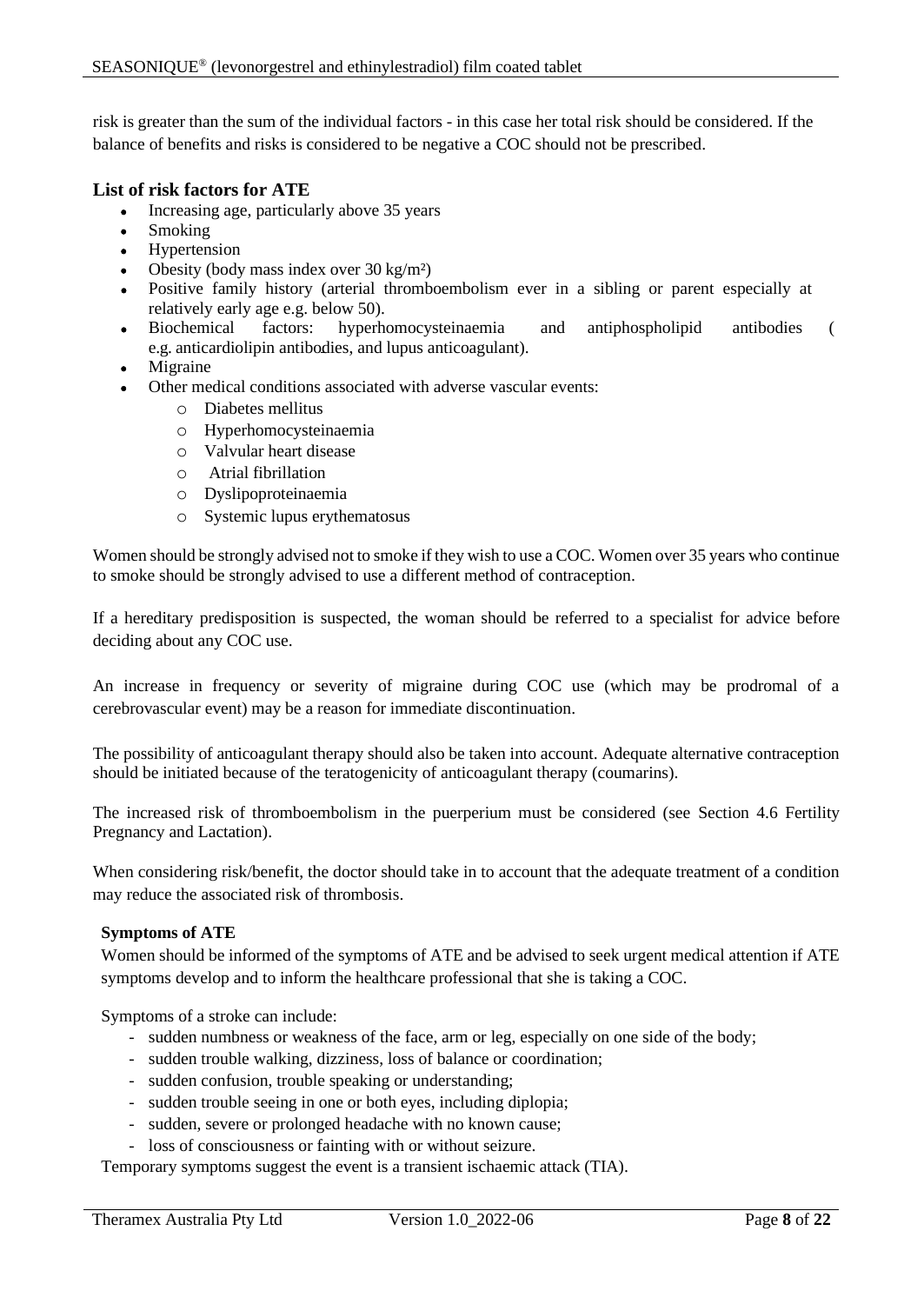risk is greater than the sum of the individual factors - in this case her total risk should be considered. If the balance of benefits and risks is considered to be negative a COC should not be prescribed.

### List of risk factors for ATE

- Increasing age, particularly above 35 years
- Smoking
- Hypertension
- Obesity (body mass index over 30 kg/m²)
- Positive family history (arterial thromboembolism ever in a sibling or parent especially at relatively early age e.g. below 50).
- Biochemical factors: hyperhomocysteinaemia and antiphospholipid antibodies ( e.g. anticardiolipin antibodies, and lupus anticoagulant).
- Migraine
- Other medical conditions associated with adverse vascular events:
  - Diabetes mellitus
  - Hyperhomocysteinaemia
  - Valvular heart disease
  - Atrial fibrillation
  - Dyslipoproteinaemia
  - Systemic lupus erythematosus

Women should be strongly advised not to smoke if they wish to use a COC. Women over 35 years who continue to smoke should be strongly advised to use a different method of contraception.

If a hereditary predisposition is suspected, the woman should be referred to a specialist for advice before deciding about any COC use.

An increase in frequency or severity of migraine during COC use (which may be prodromal of a cerebrovascular event) may be a reason for immediate discontinuation.

The possibility of anticoagulant therapy should also be taken into account. Adequate alternative contraception should be initiated because of the teratogenicity of anticoagulant therapy (coumarins).

The increased risk of thromboembolism in the puerperium must be considered (see Section 4.6 Fertility Pregnancy and Lactation).

When considering risk/benefit, the doctor should take in to account that the adequate treatment of a condition may reduce the associated risk of thrombosis.

**Symptoms of ATE**

Women should be informed of the symptoms of ATE and be advised to seek urgent medical attention if ATE symptoms develop and to inform the healthcare professional that she is taking a COC.

Symptoms of a stroke can include:

- sudden numbness or weakness of the face, arm or leg, especially on one side of the body;
- sudden trouble walking, dizziness, loss of balance or coordination;
- sudden confusion, trouble speaking or understanding;
- sudden trouble seeing in one or both eyes, including diplopia;
- sudden, severe or prolonged headache with no known cause;
- loss of consciousness or fainting with or without seizure.

Temporary symptoms suggest the event is a transient ischaemic attack (TIA).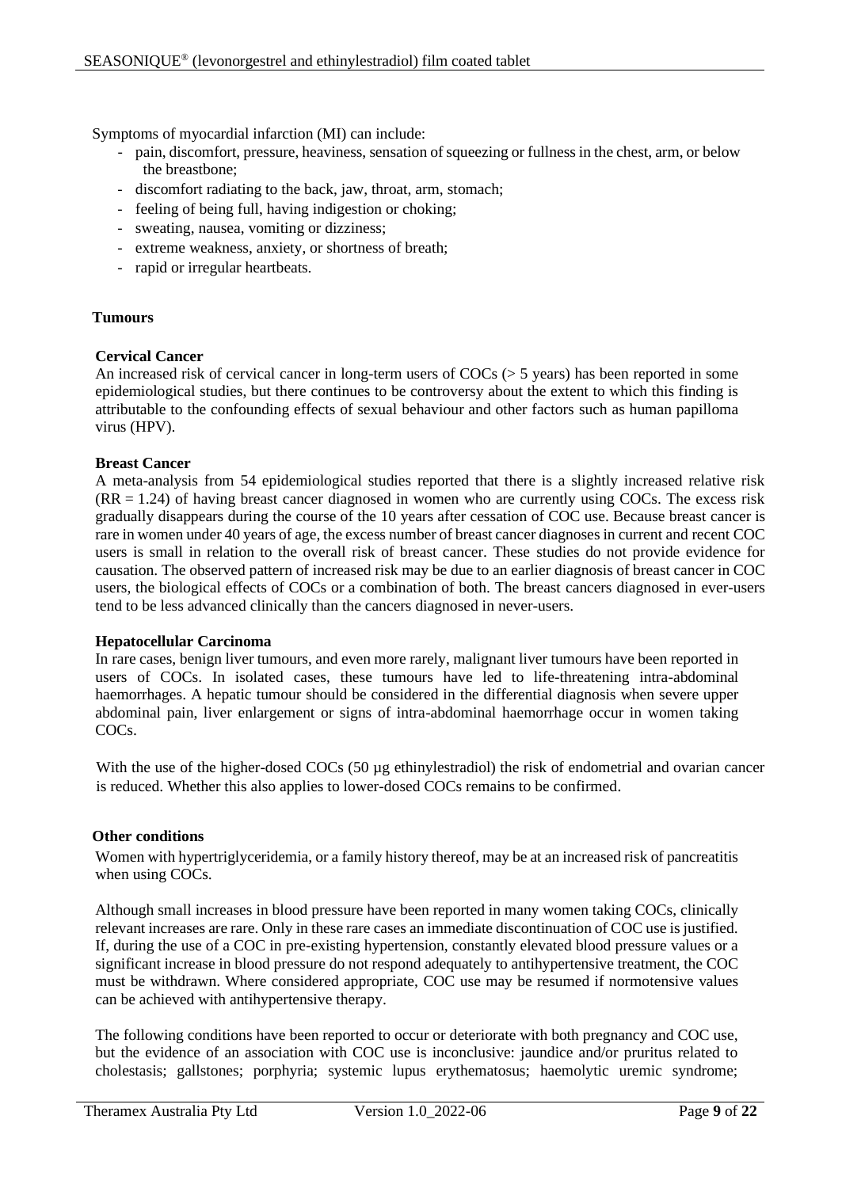Symptoms of myocardial infarction (MI) can include:

- pain, discomfort, pressure, heaviness, sensation of squeezing or fullness in the chest, arm, or below the breastbone;
- discomfort radiating to the back, jaw, throat, arm, stomach;
- feeling of being full, having indigestion or choking;
- sweating, nausea, vomiting or dizziness;
- extreme weakness, anxiety, or shortness of breath;
- rapid or irregular heartbeats.

**Tumours**

**Cervical Cancer**

An increased risk of cervical cancer in long-term users of COCs (> 5 years) has been reported in some epidemiological studies, but there continues to be controversy about the extent to which this finding is attributable to the confounding effects of sexual behaviour and other factors such as human papilloma virus (HPV).

**Breast Cancer**

A meta-analysis from 54 epidemiological studies reported that there is a slightly increased relative risk (RR = 1.24) of having breast cancer diagnosed in women who are currently using COCs. The excess risk gradually disappears during the course of the 10 years after cessation of COC use. Because breast cancer is rare in women under 40 years of age, the excess number of breast cancer diagnoses in current and recent COC users is small in relation to the overall risk of breast cancer. These studies do not provide evidence for causation. The observed pattern of increased risk may be due to an earlier diagnosis of breast cancer in COC users, the biological effects of COCs or a combination of both. The breast cancers diagnosed in ever-users tend to be less advanced clinically than the cancers diagnosed in never-users.

**Hepatocellular Carcinoma**

In rare cases, benign liver tumours, and even more rarely, malignant liver tumours have been reported in users of COCs. In isolated cases, these tumours have led to life-threatening intra-abdominal haemorrhages. A hepatic tumour should be considered in the differential diagnosis when severe upper abdominal pain, liver enlargement or signs of intra-abdominal haemorrhage occur in women taking COCs.

With the use of the higher-dosed COCs (50 µg ethinylestradiol) the risk of endometrial and ovarian cancer is reduced. Whether this also applies to lower-dosed COCs remains to be confirmed.

**Other conditions**

Women with hypertriglyceridemia, or a family history thereof, may be at an increased risk of pancreatitis when using COCs.

Although small increases in blood pressure have been reported in many women taking COCs, clinically relevant increases are rare. Only in these rare cases an immediate discontinuation of COC use is justified. If, during the use of a COC in pre-existing hypertension, constantly elevated blood pressure values or a significant increase in blood pressure do not respond adequately to antihypertensive treatment, the COC must be withdrawn. Where considered appropriate, COC use may be resumed if normotensive values can be achieved with antihypertensive therapy.

The following conditions have been reported to occur or deteriorate with both pregnancy and COC use, but the evidence of an association with COC use is inconclusive: jaundice and/or pruritus related to cholestasis; gallstones; porphyria; systemic lupus erythematosus; haemolytic uremic syndrome;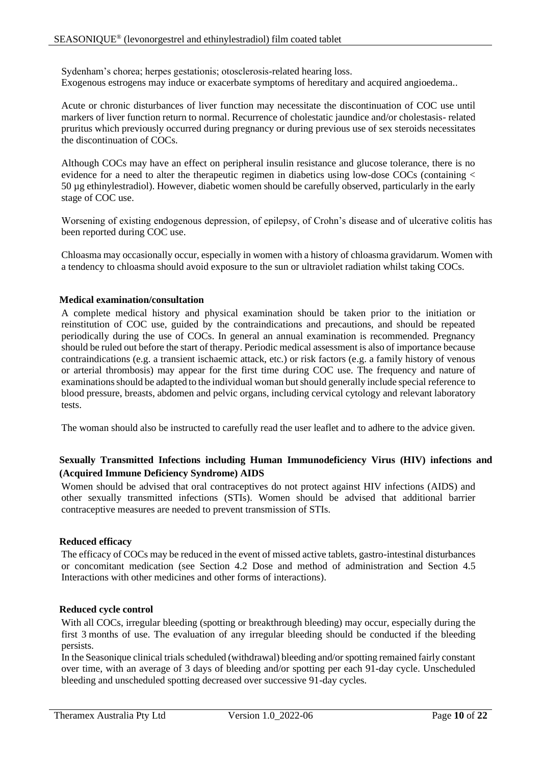Sydenham's chorea; herpes gestationis; otosclerosis-related hearing loss.
Exogenous estrogens may induce or exacerbate symptoms of hereditary and acquired angioedema..

Acute or chronic disturbances of liver function may necessitate the discontinuation of COC use until markers of liver function return to normal. Recurrence of cholestatic jaundice and/or cholestasis- related pruritus which previously occurred during pregnancy or during previous use of sex steroids necessitates the discontinuation of COCs.

Although COCs may have an effect on peripheral insulin resistance and glucose tolerance, there is no evidence for a need to alter the therapeutic regimen in diabetics using low-dose COCs (containing < 50 µg ethinylestradiol). However, diabetic women should be carefully observed, particularly in the early stage of COC use.

Worsening of existing endogenous depression, of epilepsy, of Crohn's disease and of ulcerative colitis has been reported during COC use.

Chloasma may occasionally occur, especially in women with a history of chloasma gravidarum. Women with a tendency to chloasma should avoid exposure to the sun or ultraviolet radiation whilst taking COCs.

**Medical examination/consultation**

A complete medical history and physical examination should be taken prior to the initiation or reinstitution of COC use, guided by the contraindications and precautions, and should be repeated periodically during the use of COCs. In general an annual examination is recommended. Pregnancy should be ruled out before the start of therapy. Periodic medical assessment is also of importance because contraindications (e.g. a transient ischaemic attack, etc.) or risk factors (e.g. a family history of venous or arterial thrombosis) may appear for the first time during COC use. The frequency and nature of examinations should be adapted to the individual woman but should generally include special reference to blood pressure, breasts, abdomen and pelvic organs, including cervical cytology and relevant laboratory tests.

The woman should also be instructed to carefully read the user leaflet and to adhere to the advice given.

**Sexually Transmitted Infections including Human Immunodeficiency Virus (HIV) infections and (Acquired Immune Deficiency Syndrome) AIDS**

Women should be advised that oral contraceptives do not protect against HIV infections (AIDS) and other sexually transmitted infections (STIs). Women should be advised that additional barrier contraceptive measures are needed to prevent transmission of STIs.

**Reduced efficacy**

The efficacy of COCs may be reduced in the event of missed active tablets, gastro-intestinal disturbances or concomitant medication (see Section 4.2 Dose and method of administration and Section 4.5 Interactions with other medicines and other forms of interactions).

**Reduced cycle control**

With all COCs, irregular bleeding (spotting or breakthrough bleeding) may occur, especially during the first 3 months of use. The evaluation of any irregular bleeding should be conducted if the bleeding persists.
In the Seasonique clinical trials scheduled (withdrawal) bleeding and/or spotting remained fairly constant over time, with an average of 3 days of bleeding and/or spotting per each 91-day cycle. Unscheduled bleeding and unscheduled spotting decreased over successive 91-day cycles.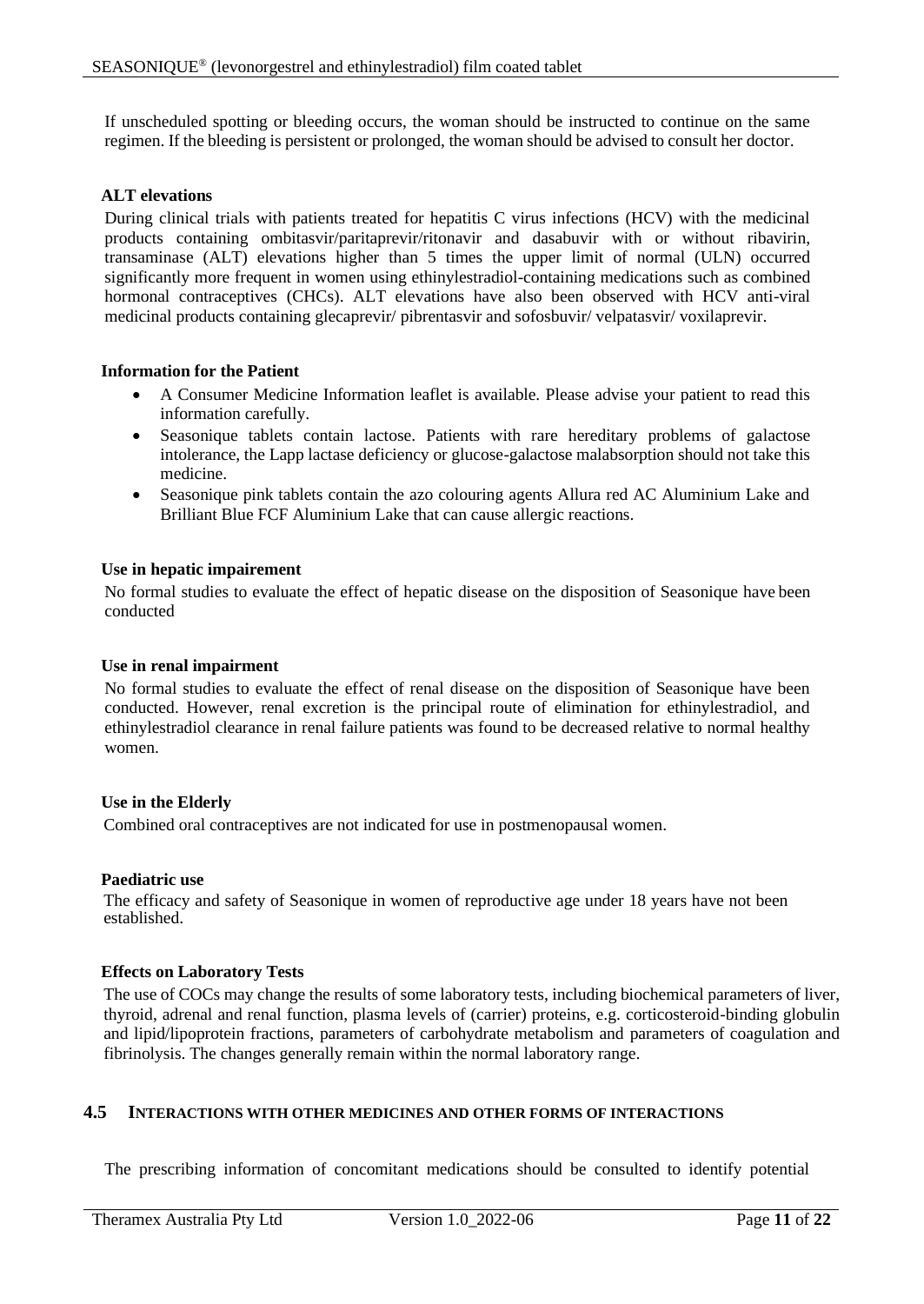If unscheduled spotting or bleeding occurs, the woman should be instructed to continue on the same regimen. If the bleeding is persistent or prolonged, the woman should be advised to consult her doctor.

**ALT elevations**

During clinical trials with patients treated for hepatitis C virus infections (HCV) with the medicinal products containing ombitasvir/paritaprevir/ritonavir and dasabuvir with or without ribavirin, transaminase (ALT) elevations higher than 5 times the upper limit of normal (ULN) occurred significantly more frequent in women using ethinylestradiol-containing medications such as combined hormonal contraceptives (CHCs). ALT elevations have also been observed with HCV anti-viral medicinal products containing glecaprevir/ pibrentasvir and sofosbuvir/ velpatasvir/ voxilaprevir.

**Information for the Patient**

- A Consumer Medicine Information leaflet is available. Please advise your patient to read this information carefully.
- Seasonique tablets contain lactose. Patients with rare hereditary problems of galactose intolerance, the Lapp lactase deficiency or glucose-galactose malabsorption should not take this medicine.
- Seasonique pink tablets contain the azo colouring agents Allura red AC Aluminium Lake and Brilliant Blue FCF Aluminium Lake that can cause allergic reactions.

**Use in hepatic impairement**

No formal studies to evaluate the effect of hepatic disease on the disposition of Seasonique have been conducted

**Use in renal impairment**

No formal studies to evaluate the effect of renal disease on the disposition of Seasonique have been conducted. However, renal excretion is the principal route of elimination for ethinylestradiol, and ethinylestradiol clearance in renal failure patients was found to be decreased relative to normal healthy women.

**Use in the Elderly**

Combined oral contraceptives are not indicated for use in postmenopausal women.

**Paediatric use**

The efficacy and safety of Seasonique in women of reproductive age under 18 years have not been established.

**Effects on Laboratory Tests**

The use of COCs may change the results of some laboratory tests, including biochemical parameters of liver, thyroid, adrenal and renal function, plasma levels of (carrier) proteins, e.g. corticosteroid-binding globulin and lipid/lipoprotein fractions, parameters of carbohydrate metabolism and parameters of coagulation and fibrinolysis. The changes generally remain within the normal laboratory range.

## 4.5 INTERACTIONS WITH OTHER MEDICINES AND OTHER FORMS OF INTERACTIONS

The prescribing information of concomitant medications should be consulted to identify potential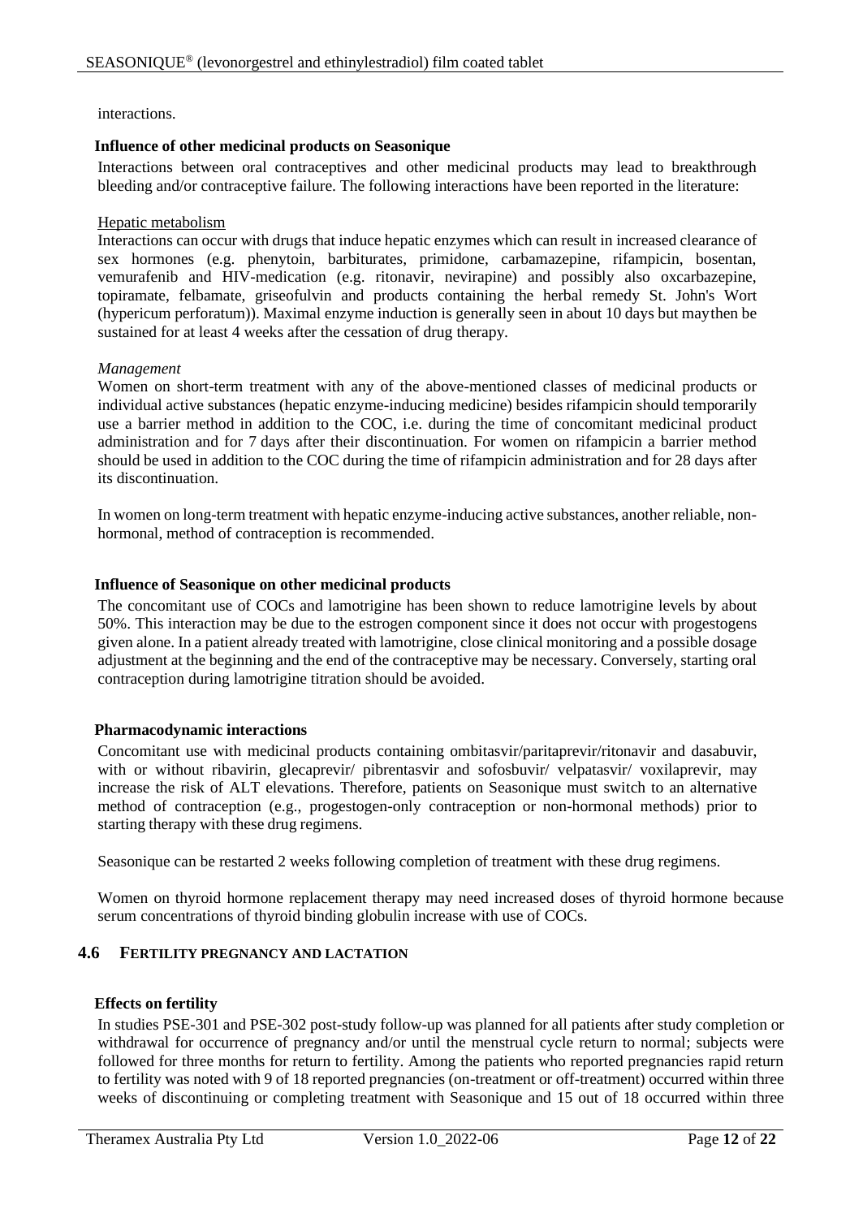interactions.

**Influence of other medicinal products on Seasonique**

Interactions between oral contraceptives and other medicinal products may lead to breakthrough bleeding and/or contraceptive failure. The following interactions have been reported in the literature:

Hepatic metabolism

Interactions can occur with drugs that induce hepatic enzymes which can result in increased clearance of sex hormones (e.g. phenytoin, barbiturates, primidone, carbamazepine, rifampicin, bosentan, vemurafenib and HIV-medication (e.g. ritonavir, nevirapine) and possibly also oxcarbazepine, topiramate, felbamate, griseofulvin and products containing the herbal remedy St. John's Wort (hypericum perforatum)). Maximal enzyme induction is generally seen in about 10 days but may then be sustained for at least 4 weeks after the cessation of drug therapy.

*Management*

Women on short-term treatment with any of the above-mentioned classes of medicinal products or individual active substances (hepatic enzyme-inducing medicine) besides rifampicin should temporarily use a barrier method in addition to the COC, i.e. during the time of concomitant medicinal product administration and for 7 days after their discontinuation. For women on rifampicin a barrier method should be used in addition to the COC during the time of rifampicin administration and for 28 days after its discontinuation.

In women on long-term treatment with hepatic enzyme-inducing active substances, another reliable, non-hormonal, method of contraception is recommended.

**Influence of Seasonique on other medicinal products**

The concomitant use of COCs and lamotrigine has been shown to reduce lamotrigine levels by about 50%. This interaction may be due to the estrogen component since it does not occur with progestogens given alone. In a patient already treated with lamotrigine, close clinical monitoring and a possible dosage adjustment at the beginning and the end of the contraceptive may be necessary. Conversely, starting oral contraception during lamotrigine titration should be avoided.

**Pharmacodynamic interactions**

Concomitant use with medicinal products containing ombitasvir/paritaprevir/ritonavir and dasabuvir, with or without ribavirin, glecaprevir/ pibrentasvir and sofosbuvir/ velpatasvir/ voxilaprevir, may increase the risk of ALT elevations. Therefore, patients on Seasonique must switch to an alternative method of contraception (e.g., progestogen-only contraception or non-hormonal methods) prior to starting therapy with these drug regimens.

Seasonique can be restarted 2 weeks following completion of treatment with these drug regimens.

Women on thyroid hormone replacement therapy may need increased doses of thyroid hormone because serum concentrations of thyroid binding globulin increase with use of COCs.

## 4.6 FERTILITY PREGNANCY AND LACTATION

**Effects on fertility**

In studies PSE-301 and PSE-302 post-study follow-up was planned for all patients after study completion or withdrawal for occurrence of pregnancy and/or until the menstrual cycle return to normal; subjects were followed for three months for return to fertility. Among the patients who reported pregnancies rapid return to fertility was noted with 9 of 18 reported pregnancies (on-treatment or off-treatment) occurred within three weeks of discontinuing or completing treatment with Seasonique and 15 out of 18 occurred within three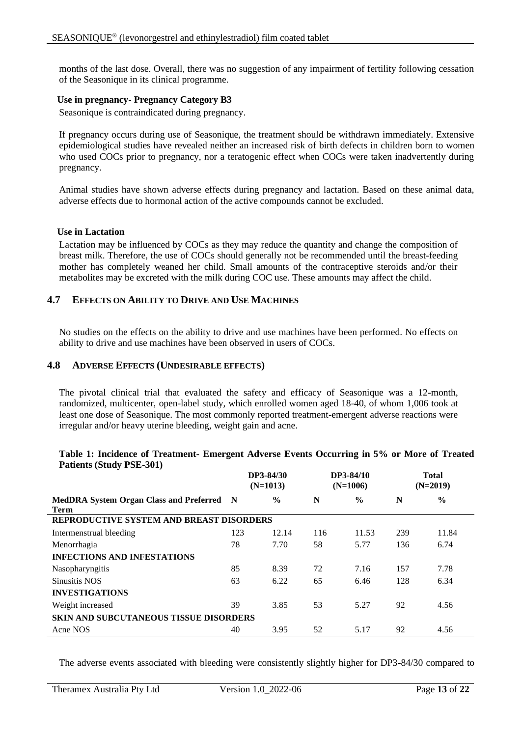months of the last dose. Overall, there was no suggestion of any impairment of fertility following cessation of the Seasonique in its clinical programme.

**Use in pregnancy- Pregnancy Category B3**

Seasonique is contraindicated during pregnancy.

If pregnancy occurs during use of Seasonique, the treatment should be withdrawn immediately. Extensive epidemiological studies have revealed neither an increased risk of birth defects in children born to women who used COCs prior to pregnancy, nor a teratogenic effect when COCs were taken inadvertently during pregnancy.

Animal studies have shown adverse effects during pregnancy and lactation. Based on these animal data, adverse effects due to hormonal action of the active compounds cannot be excluded.

**Use in Lactation**

Lactation may be influenced by COCs as they may reduce the quantity and change the composition of breast milk. Therefore, the use of COCs should generally not be recommended until the breast-feeding mother has completely weaned her child. Small amounts of the contraceptive steroids and/or their metabolites may be excreted with the milk during COC use. These amounts may affect the child.

## 4.7 Effects on Ability to Drive and Use Machines

No studies on the effects on the ability to drive and use machines have been performed. No effects on ability to drive and use machines have been observed in users of COCs.

## 4.8 Adverse Effects (Undesirable effects)

The pivotal clinical trial that evaluated the safety and efficacy of Seasonique was a 12-month, randomized, multicenter, open-label study, which enrolled women aged 18-40, of whom 1,006 took at least one dose of Seasonique. The most commonly reported treatment-emergent adverse reactions were irregular and/or heavy uterine bleeding, weight gain and acne.

**Table 1: Incidence of Treatment- Emergent Adverse Events Occurring in 5% or More of Treated Patients (Study PSE-301)**

| | DP3-84/30 (N=1013) | | DP3-84/10 (N=1006) | | Total (N=2019) | |
|---|---|---|---|---|---|---|
| **MedDRA System Organ Class and Preferred Term** | **N** | **%** | **N** | **%** | **N** | **%** |
| **REPRODUCTIVE SYSTEM AND BREAST DISORDERS** | | | | | | |
| Intermenstrual bleeding | 123 | 12.14 | 116 | 11.53 | 239 | 11.84 |
| Menorrhagia | 78 | 7.70 | 58 | 5.77 | 136 | 6.74 |
| **INFECTIONS AND INFESTATIONS** | | | | | | |
| Nasopharyngitis | 85 | 8.39 | 72 | 7.16 | 157 | 7.78 |
| Sinusitis NOS | 63 | 6.22 | 65 | 6.46 | 128 | 6.34 |
| **INVESTIGATIONS** | | | | | | |
| Weight increased | 39 | 3.85 | 53 | 5.27 | 92 | 4.56 |
| **SKIN AND SUBCUTANEOUS TISSUE DISORDERS** | | | | | | |
| Acne NOS | 40 | 3.95 | 52 | 5.17 | 92 | 4.56 |

The adverse events associated with bleeding were consistently slightly higher for DP3-84/30 compared to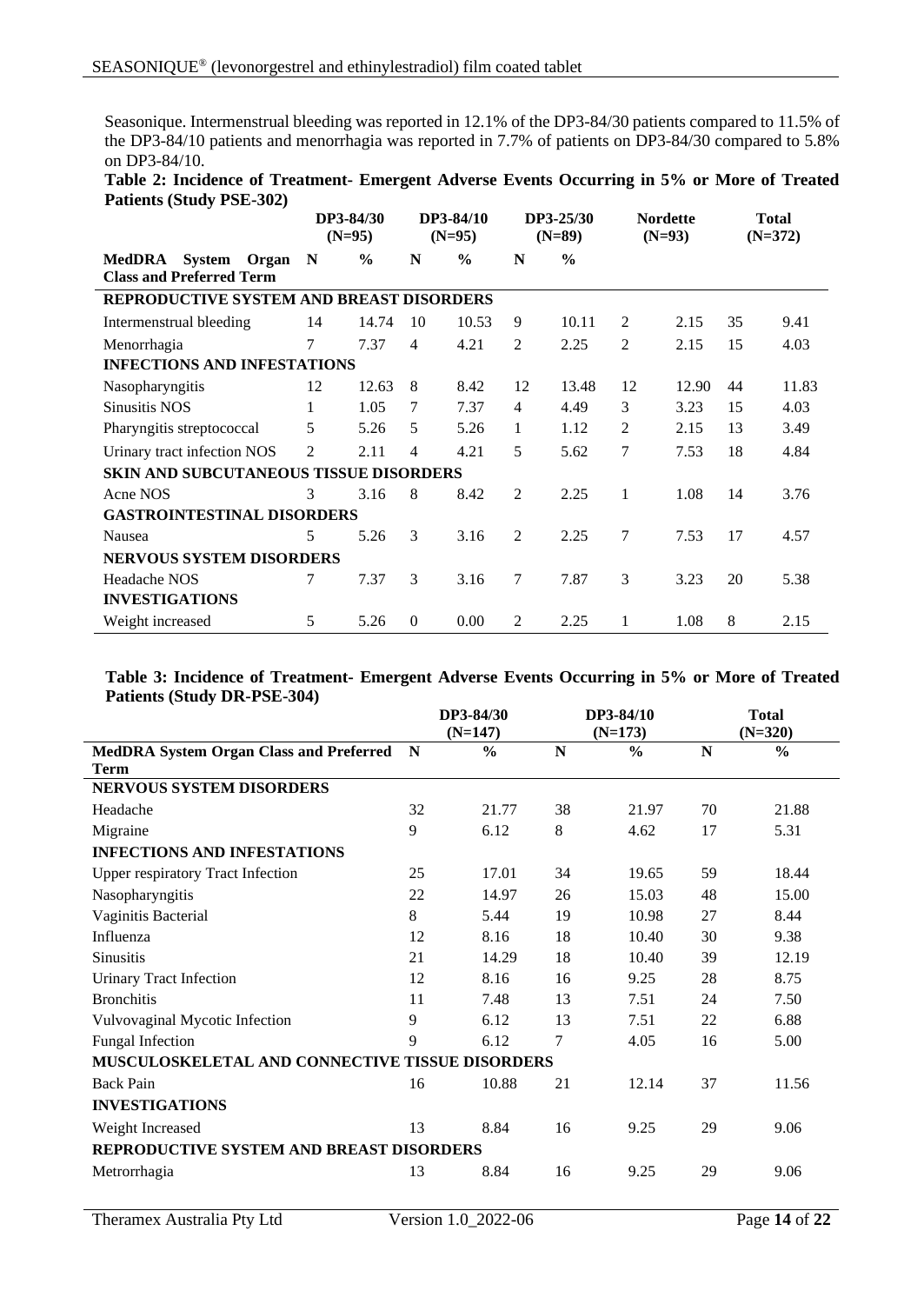Seasonique. Intermenstrual bleeding was reported in 12.1% of the DP3-84/30 patients compared to 11.5% of the DP3-84/10 patients and menorrhagia was reported in 7.7% of patients on DP3-84/30 compared to 5.8% on DP3-84/10.

**Table 2: Incidence of Treatment- Emergent Adverse Events Occurring in 5% or More of Treated Patients (Study PSE-302)**

| | DP3-84/30 (N=95) | | DP3-84/10 (N=95) | | DP3-25/30 (N=89) | | Nordette (N=93) | | Total (N=372) | |
|---|---|---|---|---|---|---|---|---|---|---|
| **MedDRA System Organ Class and Preferred Term** | **N** | **%** | **N** | **%** | **N** | **%** | | | | |
| **REPRODUCTIVE SYSTEM AND BREAST DISORDERS** | | | | | | | | | | |
| Intermenstrual bleeding | 14 | 14.74 | 10 | 10.53 | 9 | 10.11 | 2 | 2.15 | 35 | 9.41 |
| Menorrhagia | 7 | 7.37 | 4 | 4.21 | 2 | 2.25 | 2 | 2.15 | 15 | 4.03 |
| **INFECTIONS AND INFESTATIONS** | | | | | | | | | | |
| Nasopharyngitis | 12 | 12.63 | 8 | 8.42 | 12 | 13.48 | 12 | 12.90 | 44 | 11.83 |
| Sinusitis NOS | 1 | 1.05 | 7 | 7.37 | 4 | 4.49 | 3 | 3.23 | 15 | 4.03 |
| Pharyngitis streptococcal | 5 | 5.26 | 5 | 5.26 | 1 | 1.12 | 2 | 2.15 | 13 | 3.49 |
| Urinary tract infection NOS | 2 | 2.11 | 4 | 4.21 | 5 | 5.62 | 7 | 7.53 | 18 | 4.84 |
| **SKIN AND SUBCUTANEOUS TISSUE DISORDERS** | | | | | | | | | | |
| Acne NOS | 3 | 3.16 | 8 | 8.42 | 2 | 2.25 | 1 | 1.08 | 14 | 3.76 |
| **GASTROINTESTINAL DISORDERS** | | | | | | | | | | |
| Nausea | 5 | 5.26 | 3 | 3.16 | 2 | 2.25 | 7 | 7.53 | 17 | 4.57 |
| **NERVOUS SYSTEM DISORDERS** | | | | | | | | | | |
| Headache NOS | 7 | 7.37 | 3 | 3.16 | 7 | 7.87 | 3 | 3.23 | 20 | 5.38 |
| **INVESTIGATIONS** | | | | | | | | | | |
| Weight increased | 5 | 5.26 | 0 | 0.00 | 2 | 2.25 | 1 | 1.08 | 8 | 2.15 |

**Table 3: Incidence of Treatment- Emergent Adverse Events Occurring in 5% or More of Treated Patients (Study DR-PSE-304)**

| | DP3-84/30 (N=147) | | DP3-84/10 (N=173) | | Total (N=320) | |
|---|---|---|---|---|---|---|
| **MedDRA System Organ Class and Preferred Term** | **N** | **%** | **N** | **%** | **N** | **%** |
| **NERVOUS SYSTEM DISORDERS** | | | | | | |
| Headache | 32 | 21.77 | 38 | 21.97 | 70 | 21.88 |
| Migraine | 9 | 6.12 | 8 | 4.62 | 17 | 5.31 |
| **INFECTIONS AND INFESTATIONS** | | | | | | |
| Upper respiratory Tract Infection | 25 | 17.01 | 34 | 19.65 | 59 | 18.44 |
| Nasopharyngitis | 22 | 14.97 | 26 | 15.03 | 48 | 15.00 |
| Vaginitis Bacterial | 8 | 5.44 | 19 | 10.98 | 27 | 8.44 |
| Influenza | 12 | 8.16 | 18 | 10.40 | 30 | 9.38 |
| Sinusitis | 21 | 14.29 | 18 | 10.40 | 39 | 12.19 |
| Urinary Tract Infection | 12 | 8.16 | 16 | 9.25 | 28 | 8.75 |
| Bronchitis | 11 | 7.48 | 13 | 7.51 | 24 | 7.50 |
| Vulvovaginal Mycotic Infection | 9 | 6.12 | 13 | 7.51 | 22 | 6.88 |
| Fungal Infection | 9 | 6.12 | 7 | 4.05 | 16 | 5.00 |
| **MUSCULOSKELETAL AND CONNECTIVE TISSUE DISORDERS** | | | | | | |
| Back Pain | 16 | 10.88 | 21 | 12.14 | 37 | 11.56 |
| **INVESTIGATIONS** | | | | | | |
| Weight Increased | 13 | 8.84 | 16 | 9.25 | 29 | 9.06 |
| **REPRODUCTIVE SYSTEM AND BREAST DISORDERS** | | | | | | |
| Metrorrhagia | 13 | 8.84 | 16 | 9.25 | 29 | 9.06 |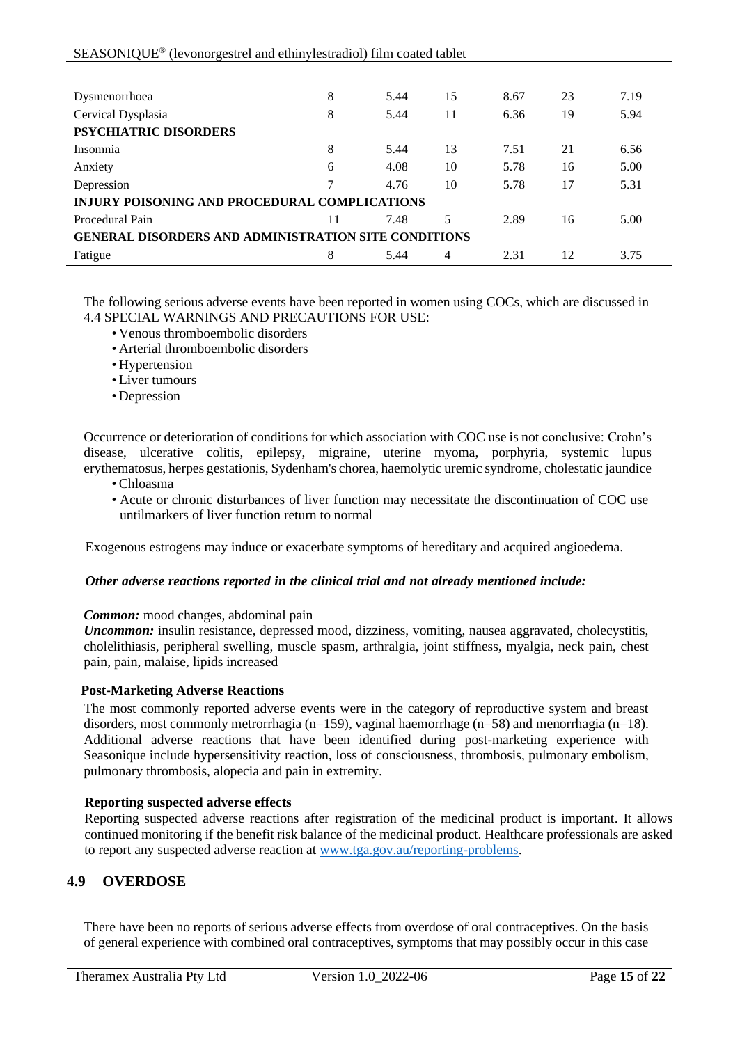| | | | | | | |
|---|---|---|---|---|---|---|
| Dysmenorrhoea | 8 | 5.44 | 15 | 8.67 | 23 | 7.19 |
| Cervical Dysplasia | 8 | 5.44 | 11 | 6.36 | 19 | 5.94 |
| **PSYCHIATRIC DISORDERS** | | | | | | |
| Insomnia | 8 | 5.44 | 13 | 7.51 | 21 | 6.56 |
| Anxiety | 6 | 4.08 | 10 | 5.78 | 16 | 5.00 |
| Depression | 7 | 4.76 | 10 | 5.78 | 17 | 5.31 |
| **INJURY POISONING AND PROCEDURAL COMPLICATIONS** | | | | | | |
| Procedural Pain | 11 | 7.48 | 5 | 2.89 | 16 | 5.00 |
| **GENERAL DISORDERS AND ADMINISTRATION SITE CONDITIONS** | | | | | | |
| Fatigue | 8 | 5.44 | 4 | 2.31 | 12 | 3.75 |

The following serious adverse events have been reported in women using COCs, which are discussed in 4.4 SPECIAL WARNINGS AND PRECAUTIONS FOR USE:

- Venous thromboembolic disorders
- Arterial thromboembolic disorders
- Hypertension
- Liver tumours
- Depression

Occurrence or deterioration of conditions for which association with COC use is not conclusive: Crohn's disease, ulcerative colitis, epilepsy, migraine, uterine myoma, porphyria, systemic lupus erythematosus, herpes gestationis, Sydenham's chorea, haemolytic uremic syndrome, cholestatic jaundice

- Chloasma
- Acute or chronic disturbances of liver function may necessitate the discontinuation of COC use untilmarkers of liver function return to normal

Exogenous estrogens may induce or exacerbate symptoms of hereditary and acquired angioedema.

***Other adverse reactions reported in the clinical trial and not already mentioned include:***

***Common:*** mood changes, abdominal pain
***Uncommon:*** insulin resistance, depressed mood, dizziness, vomiting, nausea aggravated, cholecystitis, cholelithiasis, peripheral swelling, muscle spasm, arthralgia, joint stiffness, myalgia, neck pain, chest pain, pain, malaise, lipids increased

**Post-Marketing Adverse Reactions**

The most commonly reported adverse events were in the category of reproductive system and breast disorders, most commonly metrorrhagia (n=159), vaginal haemorrhage (n=58) and menorrhagia (n=18). Additional adverse reactions that have been identified during post-marketing experience with Seasonique include hypersensitivity reaction, loss of consciousness, thrombosis, pulmonary embolism, pulmonary thrombosis, alopecia and pain in extremity.

**Reporting suspected adverse effects**

Reporting suspected adverse reactions after registration of the medicinal product is important. It allows continued monitoring if the benefit risk balance of the medicinal product. Healthcare professionals are asked to report any suspected adverse reaction at www.tga.gov.au/reporting-problems.

## 4.9 OVERDOSE

There have been no reports of serious adverse effects from overdose of oral contraceptives. On the basis of general experience with combined oral contraceptives, symptoms that may possibly occur in this case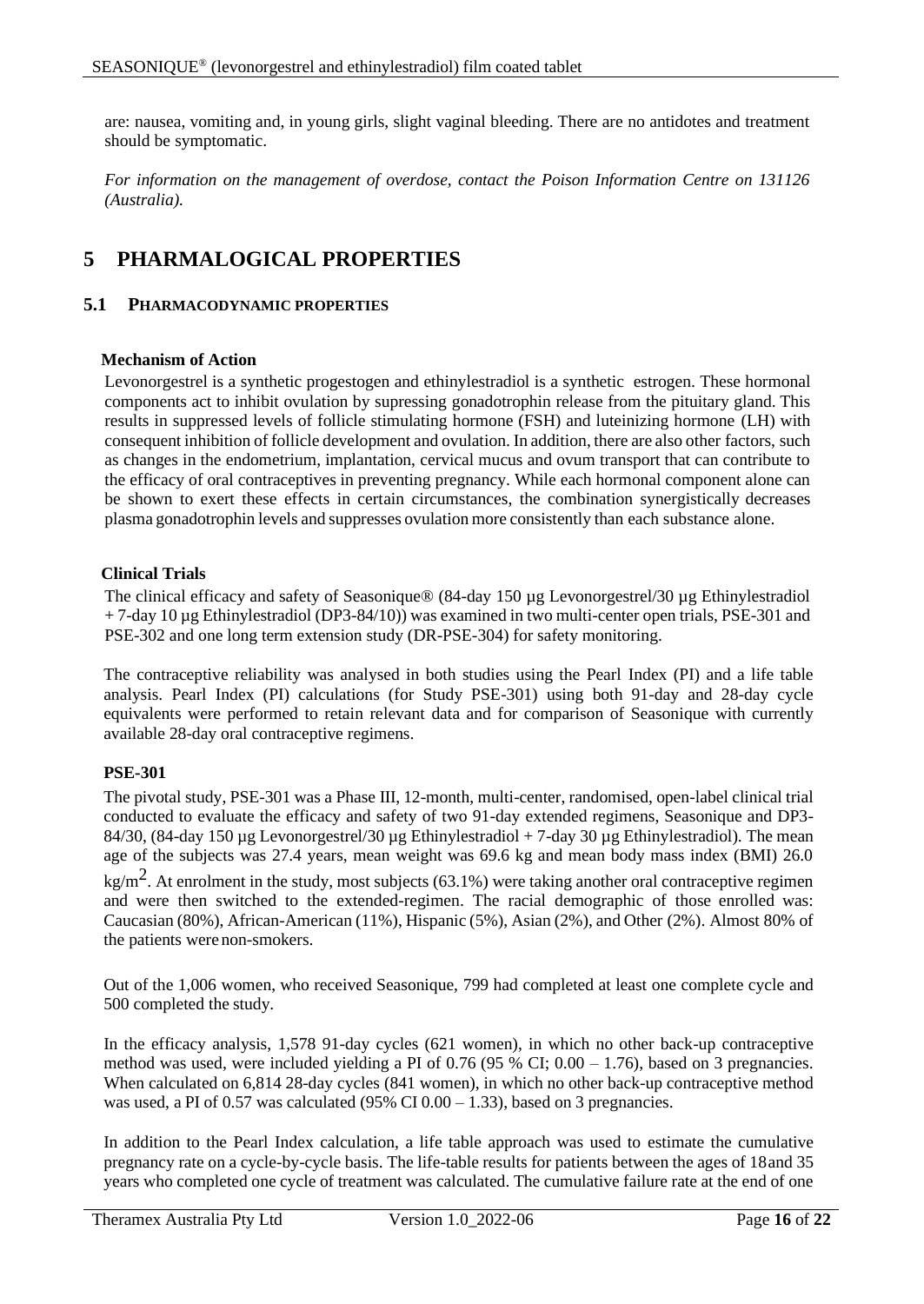are: nausea, vomiting and, in young girls, slight vaginal bleeding. There are no antidotes and treatment should be symptomatic.

*For information on the management of overdose, contact the Poison Information Centre on 131126 (Australia).*

# 5 PHARMALOGICAL PROPERTIES

## 5.1 PHARMACODYNAMIC PROPERTIES

### Mechanism of Action

Levonorgestrel is a synthetic progestogen and ethinylestradiol is a synthetic estrogen. These hormonal components act to inhibit ovulation by supressing gonadotrophin release from the pituitary gland. This results in suppressed levels of follicle stimulating hormone (FSH) and luteinizing hormone (LH) with consequent inhibition of follicle development and ovulation. In addition, there are also other factors, such as changes in the endometrium, implantation, cervical mucus and ovum transport that can contribute to the efficacy of oral contraceptives in preventing pregnancy. While each hormonal component alone can be shown to exert these effects in certain circumstances, the combination synergistically decreases plasma gonadotrophin levels and suppresses ovulation more consistently than each substance alone.

### Clinical Trials

The clinical efficacy and safety of Seasonique® (84-day 150 µg Levonorgestrel/30 µg Ethinylestradiol + 7-day 10 µg Ethinylestradiol (DP3-84/10)) was examined in two multi-center open trials, PSE-301 and PSE-302 and one long term extension study (DR-PSE-304) for safety monitoring.

The contraceptive reliability was analysed in both studies using the Pearl Index (PI) and a life table analysis. Pearl Index (PI) calculations (for Study PSE-301) using both 91-day and 28-day cycle equivalents were performed to retain relevant data and for comparison of Seasonique with currently available 28-day oral contraceptive regimens.

**PSE-301**

The pivotal study, PSE-301 was a Phase III, 12-month, multi-center, randomised, open-label clinical trial conducted to evaluate the efficacy and safety of two 91-day extended regimens, Seasonique and DP3-84/30, (84-day 150 µg Levonorgestrel/30 µg Ethinylestradiol + 7-day 30 µg Ethinylestradiol). The mean age of the subjects was 27.4 years, mean weight was 69.6 kg and mean body mass index (BMI) 26.0 $kg/m^2$. At enrolment in the study, most subjects (63.1%) were taking another oral contraceptive regimen and were then switched to the extended-regimen. The racial demographic of those enrolled was: Caucasian (80%), African-American (11%), Hispanic (5%), Asian (2%), and Other (2%). Almost 80% of the patients were non-smokers.

Out of the 1,006 women, who received Seasonique, 799 had completed at least one complete cycle and 500 completed the study.

In the efficacy analysis, 1,578 91-day cycles (621 women), in which no other back-up contraceptive method was used, were included yielding a PI of 0.76 (95 % CI; 0.00 – 1.76), based on 3 pregnancies. When calculated on 6,814 28-day cycles (841 women), in which no other back-up contraceptive method was used, a PI of 0.57 was calculated (95% CI 0.00 – 1.33), based on 3 pregnancies.

In addition to the Pearl Index calculation, a life table approach was used to estimate the cumulative pregnancy rate on a cycle-by-cycle basis. The life-table results for patients between the ages of 18 and 35 years who completed one cycle of treatment was calculated. The cumulative failure rate at the end of one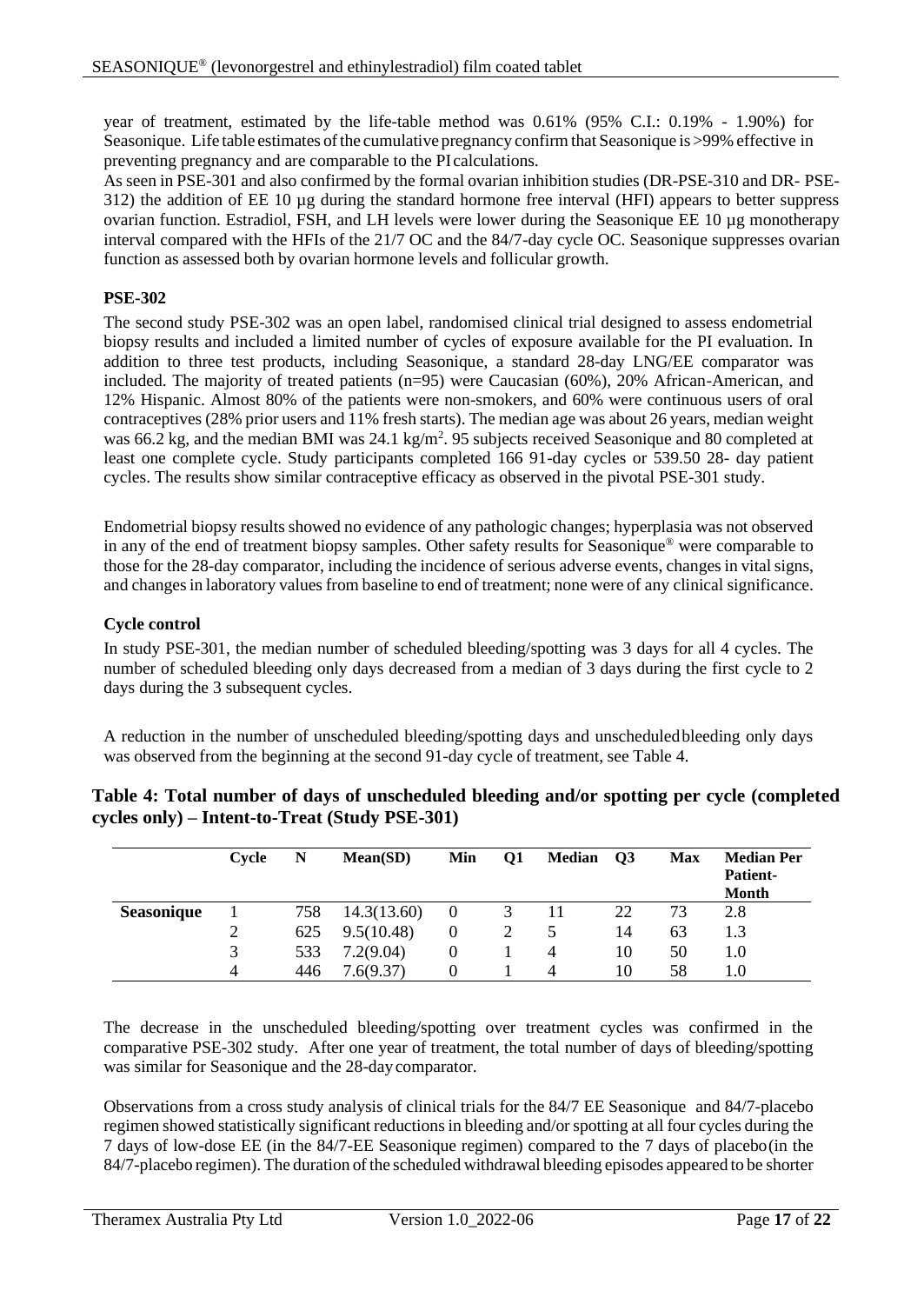year of treatment, estimated by the life-table method was 0.61% (95% C.I.: 0.19% - 1.90%) for Seasonique. Life table estimates of the cumulative pregnancy confirm that Seasonique is >99% effective in preventing pregnancy and are comparable to the PI calculations.

As seen in PSE-301 and also confirmed by the formal ovarian inhibition studies (DR-PSE-310 and DR- PSE-312) the addition of EE 10 µg during the standard hormone free interval (HFI) appears to better suppress ovarian function. Estradiol, FSH, and LH levels were lower during the Seasonique EE 10 µg monotherapy interval compared with the HFIs of the 21/7 OC and the 84/7-day cycle OC. Seasonique suppresses ovarian function as assessed both by ovarian hormone levels and follicular growth.

### PSE-302

The second study PSE-302 was an open label, randomised clinical trial designed to assess endometrial biopsy results and included a limited number of cycles of exposure available for the PI evaluation. In addition to three test products, including Seasonique, a standard 28-day LNG/EE comparator was included. The majority of treated patients (n=95) were Caucasian (60%), 20% African-American, and 12% Hispanic. Almost 80% of the patients were non-smokers, and 60% were continuous users of oral contraceptives (28% prior users and 11% fresh starts). The median age was about 26 years, median weight was 66.2 kg, and the median BMI was 24.1 kg/m$^2$. 95 subjects received Seasonique and 80 completed at least one complete cycle. Study participants completed 166 91-day cycles or 539.50 28- day patient cycles. The results show similar contraceptive efficacy as observed in the pivotal PSE-301 study.

Endometrial biopsy results showed no evidence of any pathologic changes; hyperplasia was not observed in any of the end of treatment biopsy samples. Other safety results for Seasonique® were comparable to those for the 28-day comparator, including the incidence of serious adverse events, changes in vital signs, and changes in laboratory values from baseline to end of treatment; none were of any clinical significance.

### Cycle control

In study PSE-301, the median number of scheduled bleeding/spotting was 3 days for all 4 cycles. The number of scheduled bleeding only days decreased from a median of 3 days during the first cycle to 2 days during the 3 subsequent cycles.

A reduction in the number of unscheduled bleeding/spotting days and unscheduled bleeding only days was observed from the beginning at the second 91-day cycle of treatment, see Table 4.

**Table 4: Total number of days of unscheduled bleeding and/or spotting per cycle (completed cycles only) – Intent-to-Treat (Study PSE-301)**

| | Cycle | N | Mean(SD) | Min | Q1 | Median | Q3 | Max | Median Per Patient-Month |
|---|---|---|---|---|---|---|---|---|---|
| **Seasonique** | 1 | 758 | 14.3(13.60) | 0 | 3 | 11 | 22 | 73 | 2.8 |
| | 2 | 625 | 9.5(10.48) | 0 | 2 | 5 | 14 | 63 | 1.3 |
| | 3 | 533 | 7.2(9.04) | 0 | 1 | 4 | 10 | 50 | 1.0 |
| | 4 | 446 | 7.6(9.37) | 0 | 1 | 4 | 10 | 58 | 1.0 |

The decrease in the unscheduled bleeding/spotting over treatment cycles was confirmed in the comparative PSE-302 study. After one year of treatment, the total number of days of bleeding/spotting was similar for Seasonique and the 28-day comparator.

Observations from a cross study analysis of clinical trials for the 84/7 EE Seasonique and 84/7-placebo regimen showed statistically significant reductions in bleeding and/or spotting at all four cycles during the 7 days of low-dose EE (in the 84/7-EE Seasonique regimen) compared to the 7 days of placebo (in the 84/7-placebo regimen). The duration of the scheduled withdrawal bleeding episodes appeared to be shorter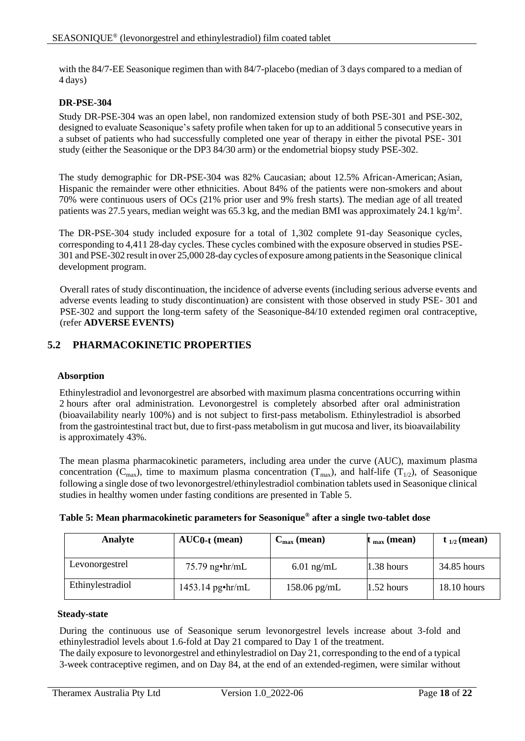with the 84/7-EE Seasonique regimen than with 84/7-placebo (median of 3 days compared to a median of 4 days)

**DR-PSE-304**

Study DR-PSE-304 was an open label, non randomized extension study of both PSE-301 and PSE-302, designed to evaluate Seasonique's safety profile when taken for up to an additional 5 consecutive years in a subset of patients who had successfully completed one year of therapy in either the pivotal PSE- 301 study (either the Seasonique or the DP3 84/30 arm) or the endometrial biopsy study PSE-302.

The study demographic for DR-PSE-304 was 82% Caucasian; about 12.5% African-American; Asian, Hispanic the remainder were other ethnicities. About 84% of the patients were non-smokers and about 70% were continuous users of OCs (21% prior user and 9% fresh starts). The median age of all treated patients was 27.5 years, median weight was 65.3 kg, and the median BMI was approximately 24.1 kg/m$^2$.

The DR-PSE-304 study included exposure for a total of 1,302 complete 91-day Seasonique cycles, corresponding to 4,411 28-day cycles. These cycles combined with the exposure observed in studies PSE-301 and PSE-302 result in over 25,000 28-day cycles of exposure among patients in the Seasonique clinical development program.

Overall rates of study discontinuation, the incidence of adverse events (including serious adverse events and adverse events leading to study discontinuation) are consistent with those observed in study PSE- 301 and PSE-302 and support the long-term safety of the Seasonique-84/10 extended regimen oral contraceptive, (refer **ADVERSE EVENTS)**

## 5.2 PHARMACOKINETIC PROPERTIES

**Absorption**

Ethinylestradiol and levonorgestrel are absorbed with maximum plasma concentrations occurring within 2 hours after oral administration. Levonorgestrel is completely absorbed after oral administration (bioavailability nearly 100%) and is not subject to first-pass metabolism. Ethinylestradiol is absorbed from the gastrointestinal tract but, due to first-pass metabolism in gut mucosa and liver, its bioavailability is approximately 43%.

The mean plasma pharmacokinetic parameters, including area under the curve (AUC), maximum plasma concentration ($C_{max}$), time to maximum plasma concentration ($T_{max}$), and half-life ($T_{1/2}$), of Seasonique following a single dose of two levonorgestrel/ethinylestradiol combination tablets used in Seasonique clinical studies in healthy women under fasting conditions are presented in Table 5.

**Table 5: Mean pharmacokinetic parameters for Seasonique® after a single two-tablet dose**

| Analyte | $AUC_{0-t}$ (mean) | $C_{max}$ (mean) | $t_{max}$ (mean) | $t_{1/2}$ (mean) |
|---|---|---|---|---|
| Levonorgestrel | 75.79 ng•hr/mL | 6.01 ng/mL | 1.38 hours | 34.85 hours |
| Ethinylestradiol | 1453.14 pg•hr/mL | 158.06 pg/mL | 1.52 hours | 18.10 hours |

**Steady-state**

During the continuous use of Seasonique serum levonorgestrel levels increase about 3-fold and ethinylestradiol levels about 1.6-fold at Day 21 compared to Day 1 of the treatment.
The daily exposure to levonorgestrel and ethinylestradiol on Day 21, corresponding to the end of a typical 3-week contraceptive regimen, and on Day 84, at the end of an extended-regimen, were similar without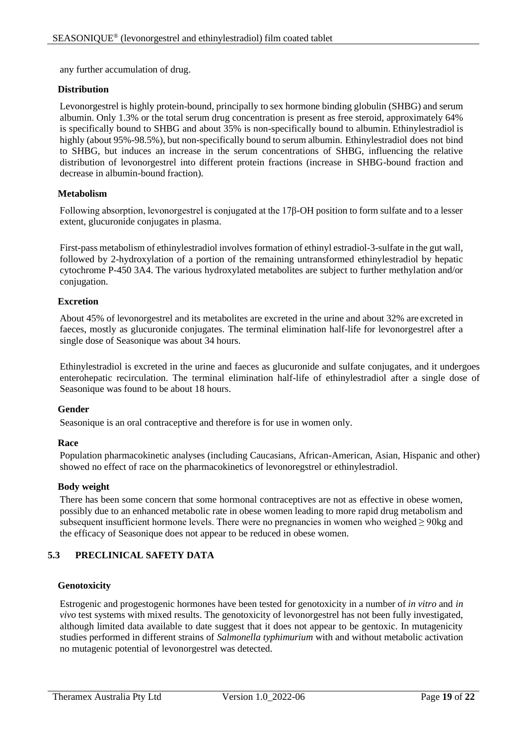any further accumulation of drug.

**Distribution**

Levonorgestrel is highly protein-bound, principally to sex hormone binding globulin (SHBG) and serum albumin. Only 1.3% or the total serum drug concentration is present as free steroid, approximately 64% is specifically bound to SHBG and about 35% is non-specifically bound to albumin. Ethinylestradiol is highly (about 95%-98.5%), but non-specifically bound to serum albumin. Ethinylestradiol does not bind to SHBG, but induces an increase in the serum concentrations of SHBG, influencing the relative distribution of levonorgestrel into different protein fractions (increase in SHBG-bound fraction and decrease in albumin-bound fraction).

**Metabolism**

Following absorption, levonorgestrel is conjugated at the 17β-OH position to form sulfate and to a lesser extent, glucuronide conjugates in plasma.

First-pass metabolism of ethinylestradiol involves formation of ethinyl estradiol-3-sulfate in the gut wall, followed by 2-hydroxylation of a portion of the remaining untransformed ethinylestradiol by hepatic cytochrome P-450 3A4. The various hydroxylated metabolites are subject to further methylation and/or conjugation.

**Excretion**

About 45% of levonorgestrel and its metabolites are excreted in the urine and about 32% are excreted in faeces, mostly as glucuronide conjugates. The terminal elimination half-life for levonorgestrel after a single dose of Seasonique was about 34 hours.

Ethinylestradiol is excreted in the urine and faeces as glucuronide and sulfate conjugates, and it undergoes enterohepatic recirculation. The terminal elimination half-life of ethinylestradiol after a single dose of Seasonique was found to be about 18 hours.

**Gender**

Seasonique is an oral contraceptive and therefore is for use in women only.

**Race**

Population pharmacokinetic analyses (including Caucasians, African-American, Asian, Hispanic and other) showed no effect of race on the pharmacokinetics of levonoregstrel or ethinylestradiol.

**Body weight**

There has been some concern that some hormonal contraceptives are not as effective in obese women, possibly due to an enhanced metabolic rate in obese women leading to more rapid drug metabolism and subsequent insufficient hormone levels. There were no pregnancies in women who weighed ≥ 90kg and the efficacy of Seasonique does not appear to be reduced in obese women.

## 5.3 PRECLINICAL SAFETY DATA

**Genotoxicity**

Estrogenic and progestogenic hormones have been tested for genotoxicity in a number of *in vitro* and *in vivo* test systems with mixed results. The genotoxicity of levonorgestrel has not been fully investigated, although limited data available to date suggest that it does not appear to be gentoxic. In mutagenicity studies performed in different strains of *Salmonella typhimurium* with and without metabolic activation no mutagenic potential of levonorgestrel was detected.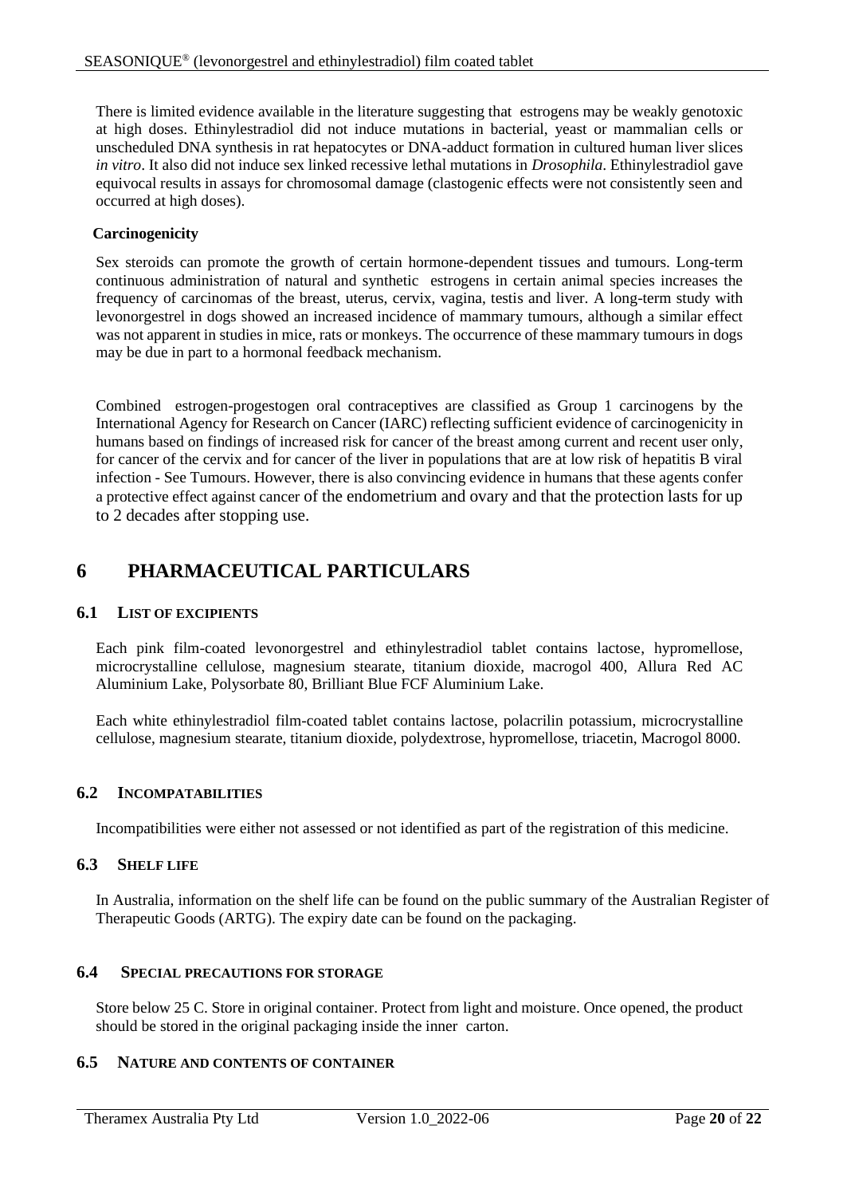There is limited evidence available in the literature suggesting that estrogens may be weakly genotoxic at high doses. Ethinylestradiol did not induce mutations in bacterial, yeast or mammalian cells or unscheduled DNA synthesis in rat hepatocytes or DNA-adduct formation in cultured human liver slices *in vitro*. It also did not induce sex linked recessive lethal mutations in *Drosophila*. Ethinylestradiol gave equivocal results in assays for chromosomal damage (clastogenic effects were not consistently seen and occurred at high doses).

**Carcinogenicity**

Sex steroids can promote the growth of certain hormone-dependent tissues and tumours. Long-term continuous administration of natural and synthetic estrogens in certain animal species increases the frequency of carcinomas of the breast, uterus, cervix, vagina, testis and liver. A long-term study with levonorgestrel in dogs showed an increased incidence of mammary tumours, although a similar effect was not apparent in studies in mice, rats or monkeys. The occurrence of these mammary tumours in dogs may be due in part to a hormonal feedback mechanism.

Combined estrogen-progestogen oral contraceptives are classified as Group 1 carcinogens by the International Agency for Research on Cancer (IARC) reflecting sufficient evidence of carcinogenicity in humans based on findings of increased risk for cancer of the breast among current and recent user only, for cancer of the cervix and for cancer of the liver in populations that are at low risk of hepatitis B viral infection - See Tumours. However, there is also convincing evidence in humans that these agents confer a protective effect against cancer of the endometrium and ovary and that the protection lasts for up to 2 decades after stopping use.

# 6 PHARMACEUTICAL PARTICULARS

## 6.1 LIST OF EXCIPIENTS

Each pink film-coated levonorgestrel and ethinylestradiol tablet contains lactose, hypromellose, microcrystalline cellulose, magnesium stearate, titanium dioxide, macrogol 400, Allura Red AC Aluminium Lake, Polysorbate 80, Brilliant Blue FCF Aluminium Lake.

Each white ethinylestradiol film-coated tablet contains lactose, polacrilin potassium, microcrystalline cellulose, magnesium stearate, titanium dioxide, polydextrose, hypromellose, triacetin, Macrogol 8000.

## 6.2 INCOMPATABILITIES

Incompatibilities were either not assessed or not identified as part of the registration of this medicine.

## 6.3 SHELF LIFE

In Australia, information on the shelf life can be found on the public summary of the Australian Register of Therapeutic Goods (ARTG). The expiry date can be found on the packaging.

## 6.4 SPECIAL PRECAUTIONS FOR STORAGE

Store below 25 C. Store in original container. Protect from light and moisture. Once opened, the product should be stored in the original packaging inside the inner carton.

## 6.5 NATURE AND CONTENTS OF CONTAINER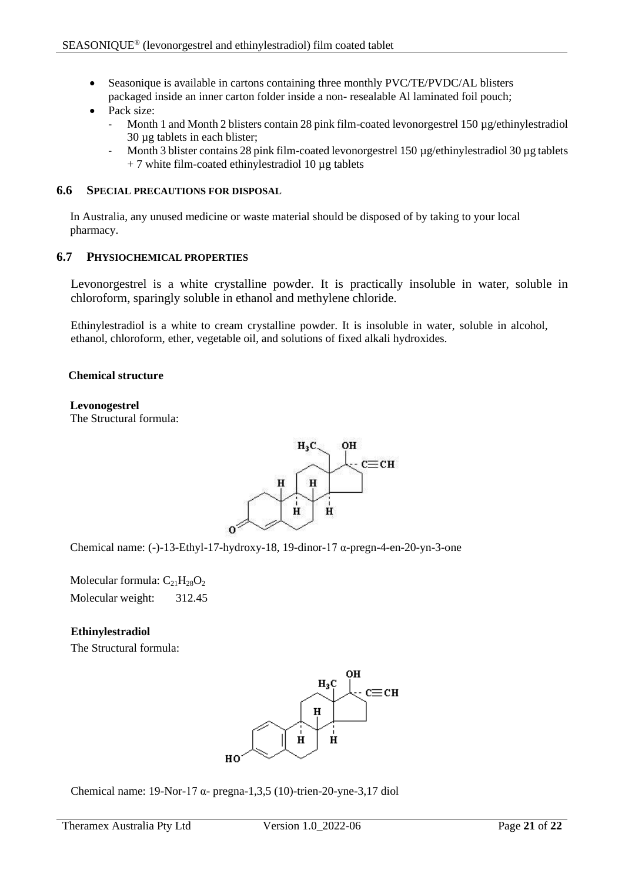- Seasonique is available in cartons containing three monthly PVC/TE/PVDC/AL blisters packaged inside an inner carton folder inside a non- resealable Al laminated foil pouch;
- Pack size:
  - Month 1 and Month 2 blisters contain 28 pink film-coated levonorgestrel 150 µg/ethinylestradiol 30 µg tablets in each blister;
  - Month 3 blister contains 28 pink film-coated levonorgestrel 150 µg/ethinylestradiol 30 µg tablets + 7 white film-coated ethinylestradiol 10 µg tablets

### 6.6 SPECIAL PRECAUTIONS FOR DISPOSAL

In Australia, any unused medicine or waste material should be disposed of by taking to your local pharmacy.

### 6.7 PHYSIOCHEMICAL PROPERTIES

Levonorgestrel is a white crystalline powder. It is practically insoluble in water, soluble in chloroform, sparingly soluble in ethanol and methylene chloride.

Ethinylestradiol is a white to cream crystalline powder. It is insoluble in water, soluble in alcohol, ethanol, chloroform, ether, vegetable oil, and solutions of fixed alkali hydroxides.

**Chemical structure**

**Levonogestrel**

The Structural formula:

Chemical name: (-)-13-Ethyl-17-hydroxy-18, 19-dinor-17 α-pregn-4-en-20-yn-3-one

Molecular formula: $C_{21}H_{28}O_2$

Molecular weight: 312.45

**Ethinylestradiol**

The Structural formula:

Chemical name: 19-Nor-17 α- pregna-1,3,5 (10)-trien-20-yne-3,17 diol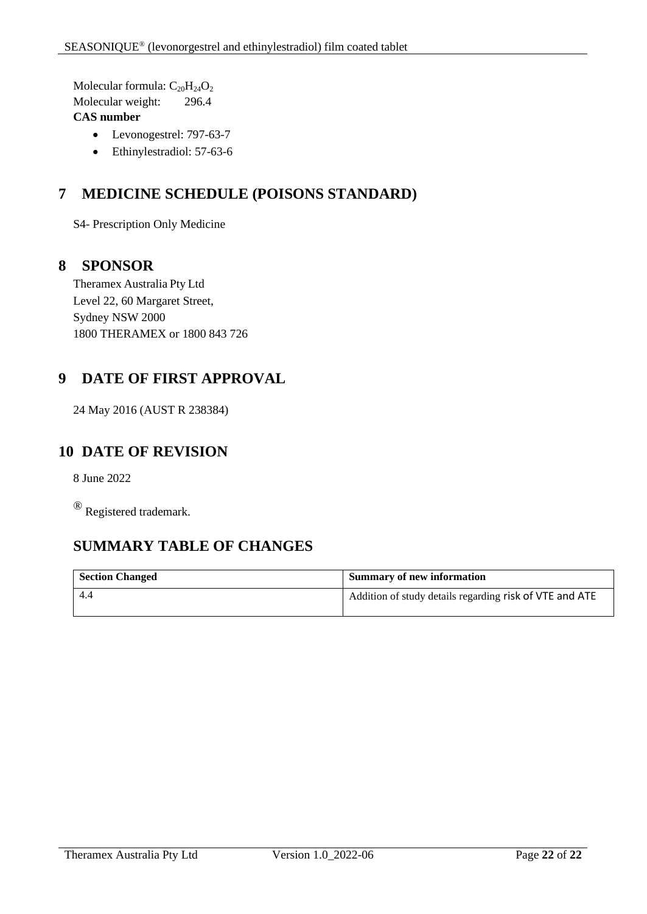Molecular formula: $C_{20}H_{24}O_2$
Molecular weight: 296.4

**CAS number**

- Levonogestrel: 797-63-7
- Ethinylestradiol: 57-63-6

# 7 MEDICINE SCHEDULE (POISONS STANDARD)

S4- Prescription Only Medicine

# 8 SPONSOR

Theramex Australia Pty Ltd
Level 22, 60 Margaret Street,
Sydney NSW 2000
1800 THERAMEX or 1800 843 726

# 9 DATE OF FIRST APPROVAL

24 May 2016 (AUST R 238384)

# 10 DATE OF REVISION

8 June 2022

® Registered trademark.

## SUMMARY TABLE OF CHANGES

| Section Changed | Summary of new information |
| --- | --- |
| 4.4 | Addition of study details regarding risk of VTE and ATE |